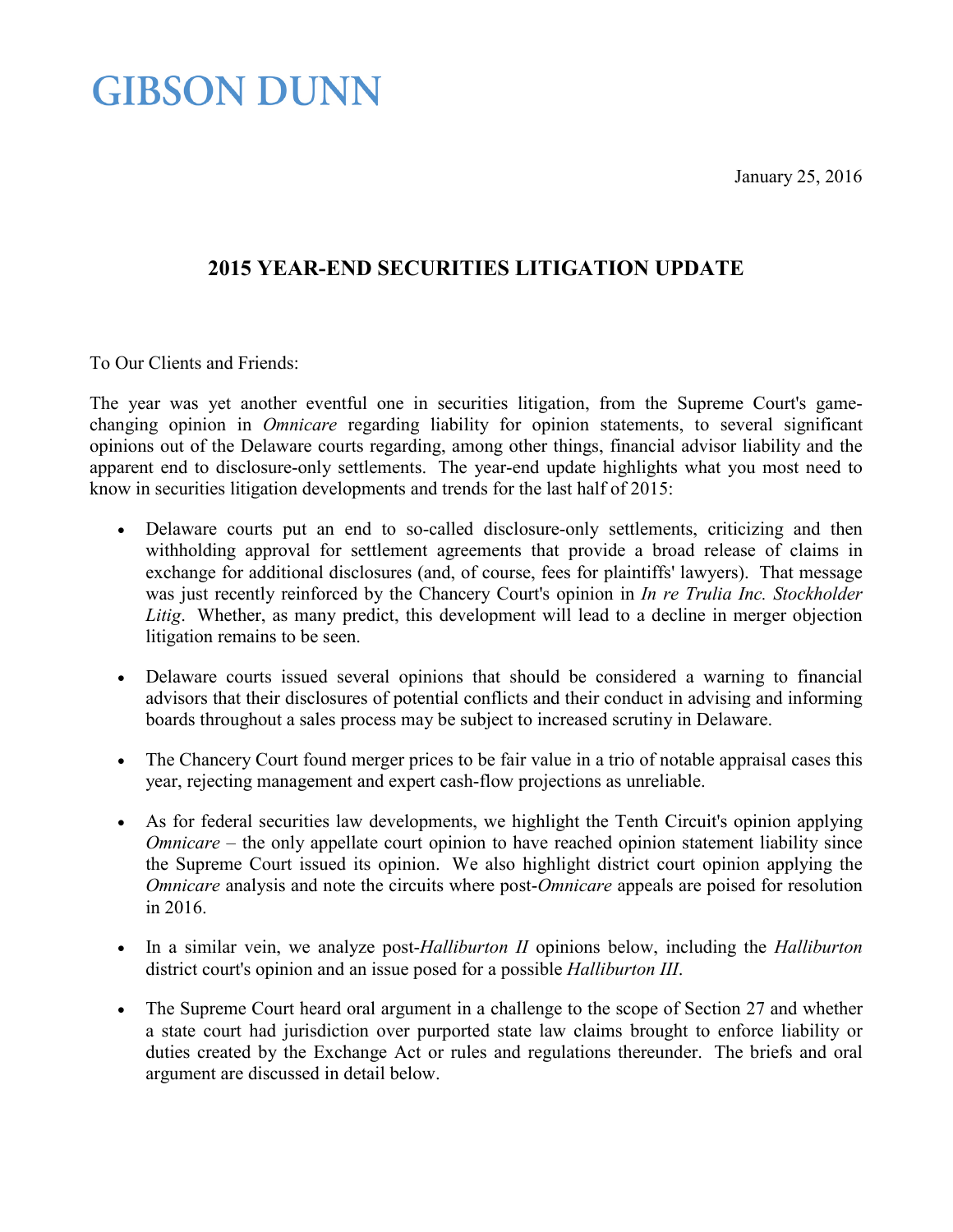GIBSON DUNN

January 25, 2016

## 2015 YEAR-END SECURITIES LITIGATION UPDATE

To Our Clients and Friends:

The year was yet another eventful one in securities litigation, from the Supreme Court's game-changing opinion in *Omnicare* regarding liability for opinion statements, to several significant opinions out of the Delaware courts regarding, among other things, financial advisor liability and the apparent end to disclosure-only settlements. The year-end update highlights what you most need to know in securities litigation developments and trends for the last half of 2015:

- Delaware courts put an end to so-called disclosure-only settlements, criticizing and then withholding approval for settlement agreements that provide a broad release of claims in exchange for additional disclosures (and, of course, fees for plaintiffs' lawyers). That message was just recently reinforced by the Chancery Court's opinion in *In re Trulia Inc. Stockholder Litig*. Whether, as many predict, this development will lead to a decline in merger objection litigation remains to be seen.

- Delaware courts issued several opinions that should be considered a warning to financial advisors that their disclosures of potential conflicts and their conduct in advising and informing boards throughout a sales process may be subject to increased scrutiny in Delaware.

- The Chancery Court found merger prices to be fair value in a trio of notable appraisal cases this year, rejecting management and expert cash-flow projections as unreliable.

- As for federal securities law developments, we highlight the Tenth Circuit's opinion applying *Omnicare* – the only appellate court opinion to have reached opinion statement liability since the Supreme Court issued its opinion. We also highlight district court opinion applying the *Omnicare* analysis and note the circuits where post-*Omnicare* appeals are poised for resolution in 2016.

- In a similar vein, we analyze post-*Halliburton II* opinions below, including the *Halliburton* district court's opinion and an issue posed for a possible *Halliburton III*.

- The Supreme Court heard oral argument in a challenge to the scope of Section 27 and whether a state court had jurisdiction over purported state law claims brought to enforce liability or duties created by the Exchange Act or rules and regulations thereunder. The briefs and oral argument are discussed in detail below.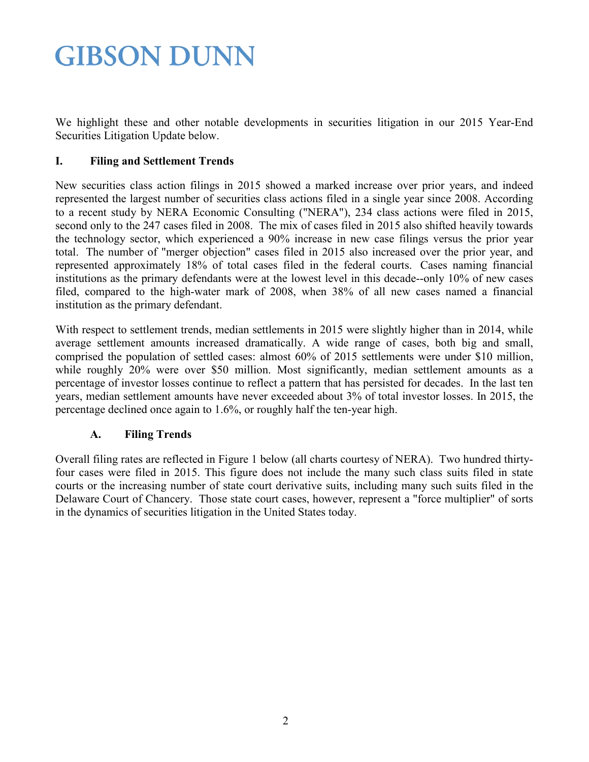We highlight these and other notable developments in securities litigation in our 2015 Year-End Securities Litigation Update below.

## I. Filing and Settlement Trends

New securities class action filings in 2015 showed a marked increase over prior years, and indeed represented the largest number of securities class actions filed in a single year since 2008. According to a recent study by NERA Economic Consulting ("NERA"), 234 class actions were filed in 2015, second only to the 247 cases filed in 2008. The mix of cases filed in 2015 also shifted heavily towards the technology sector, which experienced a 90% increase in new case filings versus the prior year total. The number of "merger objection" cases filed in 2015 also increased over the prior year, and represented approximately 18% of total cases filed in the federal courts. Cases naming financial institutions as the primary defendants were at the lowest level in this decade--only 10% of new cases filed, compared to the high-water mark of 2008, when 38% of all new cases named a financial institution as the primary defendant.

With respect to settlement trends, median settlements in 2015 were slightly higher than in 2014, while average settlement amounts increased dramatically. A wide range of cases, both big and small, comprised the population of settled cases: almost 60% of 2015 settlements were under $10 million, while roughly 20% were over $50 million. Most significantly, median settlement amounts as a percentage of investor losses continue to reflect a pattern that has persisted for decades. In the last ten years, median settlement amounts have never exceeded about 3% of total investor losses. In 2015, the percentage declined once again to 1.6%, or roughly half the ten-year high.

### A. Filing Trends

Overall filing rates are reflected in Figure 1 below (all charts courtesy of NERA). Two hundred thirty-four cases were filed in 2015. This figure does not include the many such class suits filed in state courts or the increasing number of state court derivative suits, including many such suits filed in the Delaware Court of Chancery. Those state court cases, however, represent a "force multiplier" of sorts in the dynamics of securities litigation in the United States today.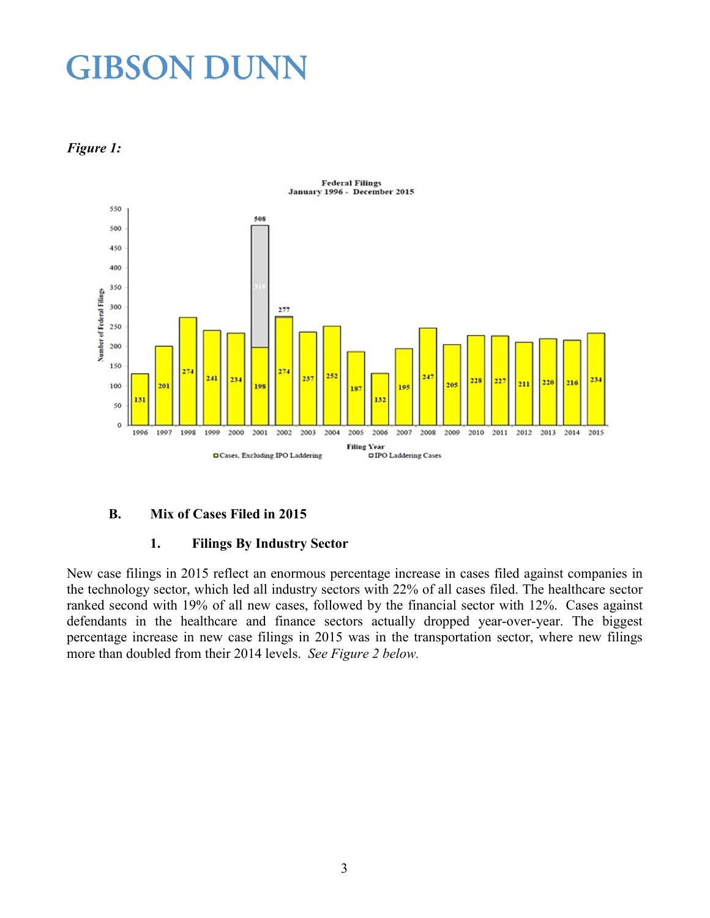*Figure 1:*

Federal Filings
January 1996 - December 2015

| Filing Year | Cases, Excluding IPO Laddering | IPO Laddering Cases | Total |
|---|---|---|---|
| 1996 | 131 | | |
| 1997 | 201 | | |
| 1998 | 274 | | |
| 1999 | 241 | | |
| 2000 | 234 | | |
| 2001 | 198 | 310 | 508 |
| 2002 | 274 | | 277 |
| 2003 | 237 | | |
| 2004 | 252 | | |
| 2005 | 187 | | |
| 2006 | 132 | | |
| 2007 | 195 | | |
| 2008 | 247 | | |
| 2009 | 205 | | |
| 2010 | 228 | | |
| 2011 | 227 | | |
| 2012 | 211 | | |
| 2013 | 220 | | |
| 2014 | 216 | | |
| 2015 | 234 | | |

### B. Mix of Cases Filed in 2015

#### 1. Filings By Industry Sector

New case filings in 2015 reflect an enormous percentage increase in cases filed against companies in the technology sector, which led all industry sectors with 22% of all cases filed. The healthcare sector ranked second with 19% of all new cases, followed by the financial sector with 12%. Cases against defendants in the healthcare and finance sectors actually dropped year-over-year. The biggest percentage increase in new case filings in 2015 was in the transportation sector, where new filings more than doubled from their 2014 levels. *See Figure 2 below.*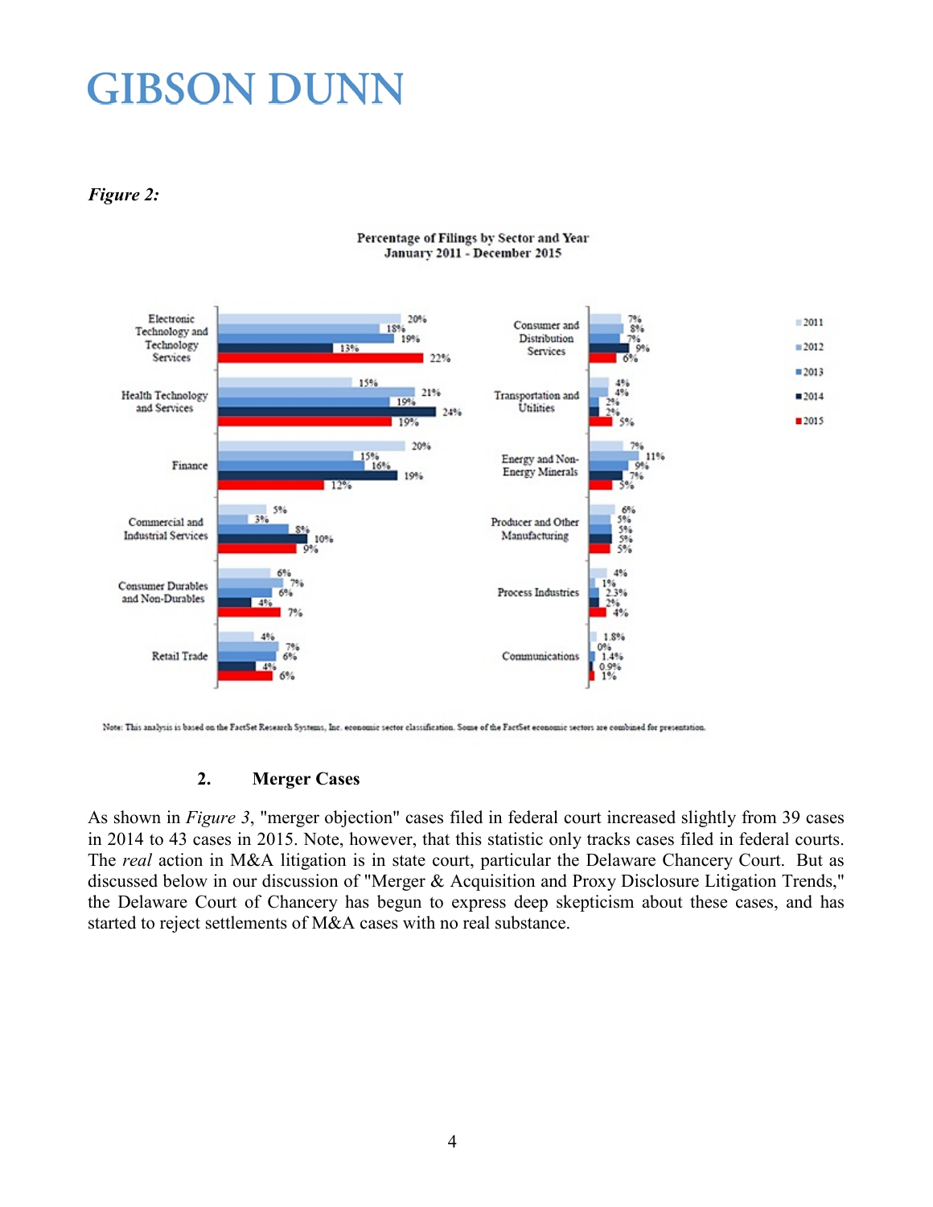*Figure 2:*

**Percentage of Filings by Sector and Year**
**January 2011 - December 2015**

| Sector | 2011 | 2012 | 2013 | 2014 | 2015 |
|---|---|---|---|---|---|
| Electronic Technology and Technology Services | 20% | 18% | 19% | 13% | 22% |
| Health Technology and Services | 15% | 21% | 19% | 24% | 19% |
| Finance | 20% | 15% | 16% | 19% | 12% |
| Commercial and Industrial Services | 5% | 3% | 8% | 10% | 9% |
| Consumer Durables and Non-Durables | 6% | 7% | 6% | 4% | 7% |
| Retail Trade | 4% | 7% | 6% | 4% | 6% |
| Consumer and Distribution Services | 7% | 8% | 7% | 9% | 6% |
| Transportation and Utilities | 4% | 4% | 2% | 2% | 5% |
| Energy and Non-Energy Minerals | 7% | 11% | 9% | 7% | 5% |
| Producer and Other Manufacturing | 6% | 5% | 5% | 5% | 5% |
| Process Industries | 4% | 1% | 2.3% | 2% | 4% |
| Communications | 1.8% | 0% | 1.4% | 0.9% | 1% |

Note: This analysis is based on the FactSet Research Systems, Inc. economic sector classification. Some of the FactSet economic sectors are combined for presentation.

### 2. Merger Cases

As shown in *Figure 3*, "merger objection" cases filed in federal court increased slightly from 39 cases in 2014 to 43 cases in 2015. Note, however, that this statistic only tracks cases filed in federal courts. The *real* action in M&A litigation is in state court, particular the Delaware Chancery Court. But as discussed below in our discussion of "Merger & Acquisition and Proxy Disclosure Litigation Trends," the Delaware Court of Chancery has begun to express deep skepticism about these cases, and has started to reject settlements of M&A cases with no real substance.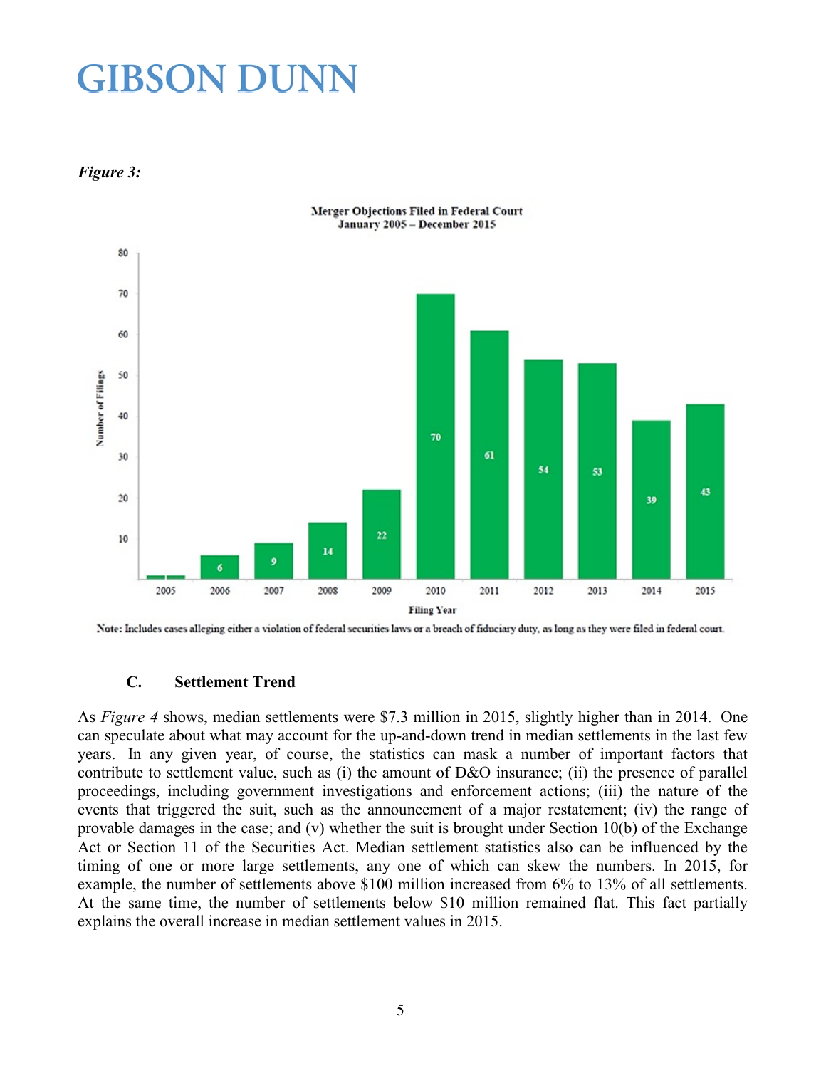*Figure 3:*

**Merger Objections Filed in Federal Court**
**January 2005 – December 2015**

| Filing Year | Number of Filings |
|---|---|
| 2005 | 1 |
| 2006 | 6 |
| 2007 | 9 |
| 2008 | 14 |
| 2009 | 22 |
| 2010 | 70 |
| 2011 | 61 |
| 2012 | 54 |
| 2013 | 53 |
| 2014 | 39 |
| 2015 | 43 |

Note: Includes cases alleging either a violation of federal securities laws or a breach of fiduciary duty, as long as they were filed in federal court.

### C. Settlement Trend

As *Figure 4* shows, median settlements were $7.3 million in 2015, slightly higher than in 2014. One can speculate about what may account for the up-and-down trend in median settlements in the last few years. In any given year, of course, the statistics can mask a number of important factors that contribute to settlement value, such as (i) the amount of D&O insurance; (ii) the presence of parallel proceedings, including government investigations and enforcement actions; (iii) the nature of the events that triggered the suit, such as the announcement of a major restatement; (iv) the range of provable damages in the case; and (v) whether the suit is brought under Section 10(b) of the Exchange Act or Section 11 of the Securities Act. Median settlement statistics also can be influenced by the timing of one or more large settlements, any one of which can skew the numbers. In 2015, for example, the number of settlements above $100 million increased from 6% to 13% of all settlements. At the same time, the number of settlements below $10 million remained flat. This fact partially explains the overall increase in median settlement values in 2015.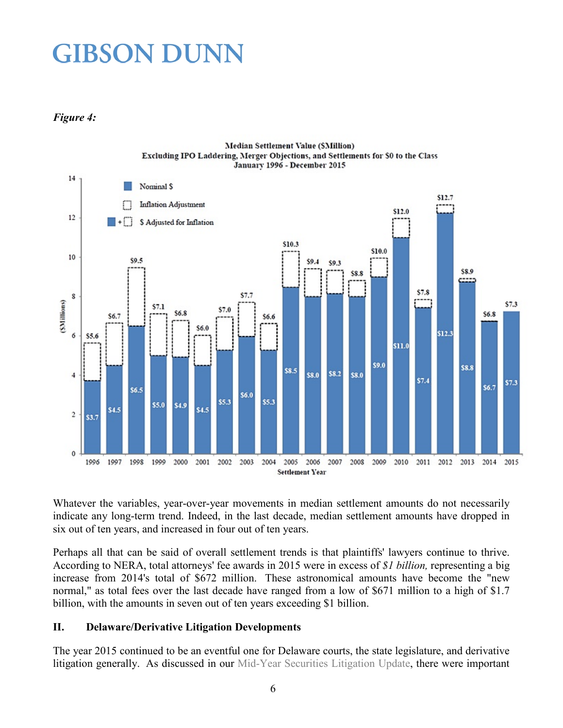*Figure 4:*

**Median Settlement Value ($Million)**
**Excluding IPO Laddering, Merger Objections, and Settlements for $0 to the Class**
**January 1996 - December 2015**

| Settlement Year | Nominal $ | $ Adjusted for Inflation |
|---|---|---|
| 1996 | $3.7 | $5.6 |
| 1997 | $4.5 | $6.7 |
| 1998 | $6.5 | $9.5 |
| 1999 | $5.0 | $7.1 |
| 2000 | $4.9 | $6.8 |
| 2001 | $4.5 | $6.0 |
| 2002 | $5.3 | $7.0 |
| 2003 | $6.0 | $7.7 |
| 2004 | $5.3 | $6.6 |
| 2005 | $8.5 | $10.3 |
| 2006 | $8.0 | $9.4 |
| 2007 | $8.2 | $9.3 |
| 2008 | $8.0 | $8.8 |
| 2009 | $9.0 | $10.0 |
| 2010 | $11.0 | $12.0 |
| 2011 | $7.4 | $7.8 |
| 2012 | $12.3 | $12.7 |
| 2013 | $8.8 | $8.9 |
| 2014 | $6.7 | $6.8 |
| 2015 | $7.3 | $7.3 |

Whatever the variables, year-over-year movements in median settlement amounts do not necessarily indicate any long-term trend. Indeed, in the last decade, median settlement amounts have dropped in six out of ten years, and increased in four out of ten years.

Perhaps all that can be said of overall settlement trends is that plaintiffs' lawyers continue to thrive. According to NERA, total attorneys' fee awards in 2015 were in excess of *$1 billion,* representing a big increase from 2014's total of $672 million. These astronomical amounts have become the "new normal," as total fees over the last decade have ranged from a low of $671 million to a high of $1.7 billion, with the amounts in seven out of ten years exceeding $1 billion.

## II. Delaware/Derivative Litigation Developments

The year 2015 continued to be an eventful one for Delaware courts, the state legislature, and derivative litigation generally. As discussed in our Mid-Year Securities Litigation Update, there were important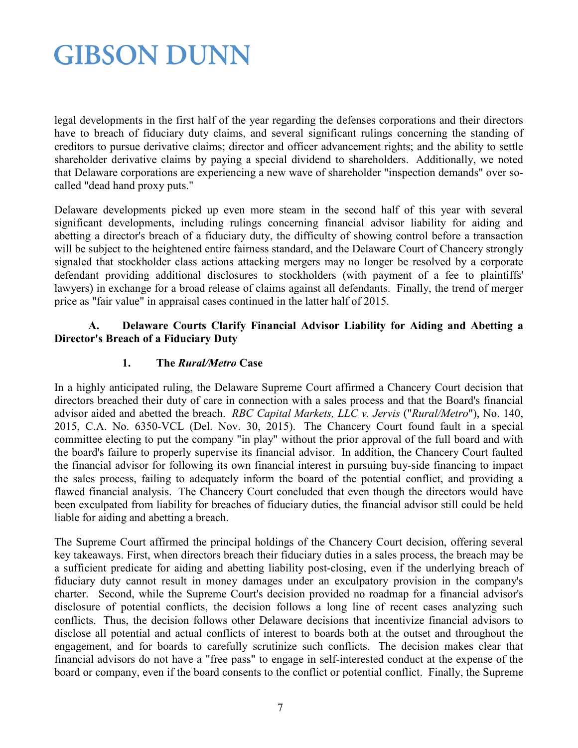legal developments in the first half of the year regarding the defenses corporations and their directors have to breach of fiduciary duty claims, and several significant rulings concerning the standing of creditors to pursue derivative claims; director and officer advancement rights; and the ability to settle shareholder derivative claims by paying a special dividend to shareholders. Additionally, we noted that Delaware corporations are experiencing a new wave of shareholder "inspection demands" over so-called "dead hand proxy puts."

Delaware developments picked up even more steam in the second half of this year with several significant developments, including rulings concerning financial advisor liability for aiding and abetting a director's breach of a fiduciary duty, the difficulty of showing control before a transaction will be subject to the heightened entire fairness standard, and the Delaware Court of Chancery strongly signaled that stockholder class actions attacking mergers may no longer be resolved by a corporate defendant providing additional disclosures to stockholders (with payment of a fee to plaintiffs' lawyers) in exchange for a broad release of claims against all defendants. Finally, the trend of merger price as "fair value" in appraisal cases continued in the latter half of 2015.

### A. Delaware Courts Clarify Financial Advisor Liability for Aiding and Abetting a Director's Breach of a Fiduciary Duty

#### 1. The *Rural/Metro* Case

In a highly anticipated ruling, the Delaware Supreme Court affirmed a Chancery Court decision that directors breached their duty of care in connection with a sales process and that the Board's financial advisor aided and abetted the breach. *RBC Capital Markets, LLC v. Jervis* ("*Rural/Metro*"), No. 140, 2015, C.A. No. 6350-VCL (Del. Nov. 30, 2015). The Chancery Court found fault in a special committee electing to put the company "in play" without the prior approval of the full board and with the board's failure to properly supervise its financial advisor. In addition, the Chancery Court faulted the financial advisor for following its own financial interest in pursuing buy-side financing to impact the sales process, failing to adequately inform the board of the potential conflict, and providing a flawed financial analysis. The Chancery Court concluded that even though the directors would have been exculpated from liability for breaches of fiduciary duties, the financial advisor still could be held liable for aiding and abetting a breach.

The Supreme Court affirmed the principal holdings of the Chancery Court decision, offering several key takeaways. First, when directors breach their fiduciary duties in a sales process, the breach may be a sufficient predicate for aiding and abetting liability post-closing, even if the underlying breach of fiduciary duty cannot result in money damages under an exculpatory provision in the company's charter. Second, while the Supreme Court's decision provided no roadmap for a financial advisor's disclosure of potential conflicts, the decision follows a long line of recent cases analyzing such conflicts. Thus, the decision follows other Delaware decisions that incentivize financial advisors to disclose all potential and actual conflicts of interest to boards both at the outset and throughout the engagement, and for boards to carefully scrutinize such conflicts. The decision makes clear that financial advisors do not have a "free pass" to engage in self-interested conduct at the expense of the board or company, even if the board consents to the conflict or potential conflict. Finally, the Supreme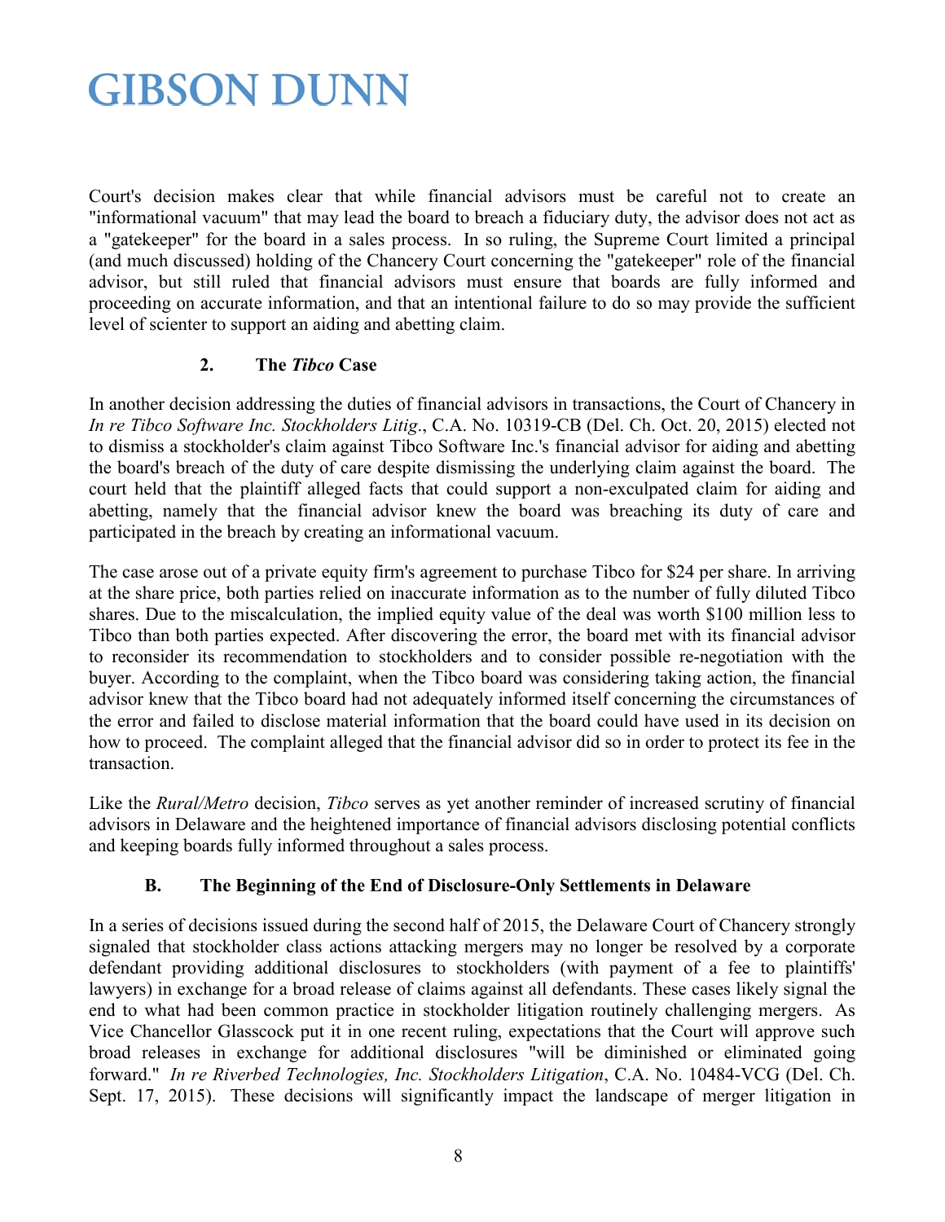Court's decision makes clear that while financial advisors must be careful not to create an "informational vacuum" that may lead the board to breach a fiduciary duty, the advisor does not act as a "gatekeeper" for the board in a sales process. In so ruling, the Supreme Court limited a principal (and much discussed) holding of the Chancery Court concerning the "gatekeeper" role of the financial advisor, but still ruled that financial advisors must ensure that boards are fully informed and proceeding on accurate information, and that an intentional failure to do so may provide the sufficient level of scienter to support an aiding and abetting claim.

#### 2. The *Tibco* Case

In another decision addressing the duties of financial advisors in transactions, the Court of Chancery in *In re Tibco Software Inc. Stockholders Litig*., C.A. No. 10319-CB (Del. Ch. Oct. 20, 2015) elected not to dismiss a stockholder's claim against Tibco Software Inc.'s financial advisor for aiding and abetting the board's breach of the duty of care despite dismissing the underlying claim against the board. The court held that the plaintiff alleged facts that could support a non-exculpated claim for aiding and abetting, namely that the financial advisor knew the board was breaching its duty of care and participated in the breach by creating an informational vacuum.

The case arose out of a private equity firm's agreement to purchase Tibco for $24 per share. In arriving at the share price, both parties relied on inaccurate information as to the number of fully diluted Tibco shares. Due to the miscalculation, the implied equity value of the deal was worth $100 million less to Tibco than both parties expected. After discovering the error, the board met with its financial advisor to reconsider its recommendation to stockholders and to consider possible re-negotiation with the buyer. According to the complaint, when the Tibco board was considering taking action, the financial advisor knew that the Tibco board had not adequately informed itself concerning the circumstances of the error and failed to disclose material information that the board could have used in its decision on how to proceed. The complaint alleged that the financial advisor did so in order to protect its fee in the transaction.

Like the *Rural/Metro* decision, *Tibco* serves as yet another reminder of increased scrutiny of financial advisors in Delaware and the heightened importance of financial advisors disclosing potential conflicts and keeping boards fully informed throughout a sales process.

### B. The Beginning of the End of Disclosure-Only Settlements in Delaware

In a series of decisions issued during the second half of 2015, the Delaware Court of Chancery strongly signaled that stockholder class actions attacking mergers may no longer be resolved by a corporate defendant providing additional disclosures to stockholders (with payment of a fee to plaintiffs' lawyers) in exchange for a broad release of claims against all defendants. These cases likely signal the end to what had been common practice in stockholder litigation routinely challenging mergers. As Vice Chancellor Glasscock put it in one recent ruling, expectations that the Court will approve such broad releases in exchange for additional disclosures "will be diminished or eliminated going forward." *In re Riverbed Technologies, Inc. Stockholders Litigation*, C.A. No. 10484-VCG (Del. Ch. Sept. 17, 2015). These decisions will significantly impact the landscape of merger litigation in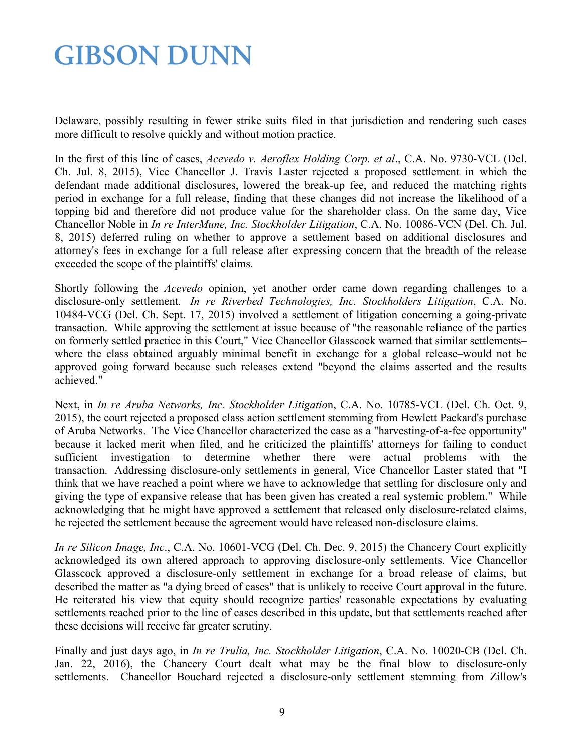Delaware, possibly resulting in fewer strike suits filed in that jurisdiction and rendering such cases more difficult to resolve quickly and without motion practice.

In the first of this line of cases, *Acevedo v. Aeroflex Holding Corp. et al*., C.A. No. 9730-VCL (Del. Ch. Jul. 8, 2015), Vice Chancellor J. Travis Laster rejected a proposed settlement in which the defendant made additional disclosures, lowered the break-up fee, and reduced the matching rights period in exchange for a full release, finding that these changes did not increase the likelihood of a topping bid and therefore did not produce value for the shareholder class. On the same day, Vice Chancellor Noble in *In re InterMune, Inc. Stockholder Litigation*, C.A. No. 10086-VCN (Del. Ch. Jul. 8, 2015) deferred ruling on whether to approve a settlement based on additional disclosures and attorney's fees in exchange for a full release after expressing concern that the breadth of the release exceeded the scope of the plaintiffs' claims.

Shortly following the *Acevedo* opinion, yet another order came down regarding challenges to a disclosure-only settlement. *In re Riverbed Technologies, Inc. Stockholders Litigation*, C.A. No. 10484-VCG (Del. Ch. Sept. 17, 2015) involved a settlement of litigation concerning a going-private transaction. While approving the settlement at issue because of "the reasonable reliance of the parties on formerly settled practice in this Court," Vice Chancellor Glasscock warned that similar settlements–where the class obtained arguably minimal benefit in exchange for a global release–would not be approved going forward because such releases extend "beyond the claims asserted and the results achieved."

Next, in *In re Aruba Networks, Inc. Stockholder Litigatio*n, C.A. No. 10785-VCL (Del. Ch. Oct. 9, 2015), the court rejected a proposed class action settlement stemming from Hewlett Packard's purchase of Aruba Networks. The Vice Chancellor characterized the case as a "harvesting-of-a-fee opportunity" because it lacked merit when filed, and he criticized the plaintiffs' attorneys for failing to conduct sufficient investigation to determine whether there were actual problems with the transaction. Addressing disclosure-only settlements in general, Vice Chancellor Laster stated that "I think that we have reached a point where we have to acknowledge that settling for disclosure only and giving the type of expansive release that has been given has created a real systemic problem." While acknowledging that he might have approved a settlement that released only disclosure-related claims, he rejected the settlement because the agreement would have released non-disclosure claims.

*In re Silicon Image, Inc*., C.A. No. 10601-VCG (Del. Ch. Dec. 9, 2015) the Chancery Court explicitly acknowledged its own altered approach to approving disclosure-only settlements. Vice Chancellor Glasscock approved a disclosure-only settlement in exchange for a broad release of claims, but described the matter as "a dying breed of cases" that is unlikely to receive Court approval in the future. He reiterated his view that equity should recognize parties' reasonable expectations by evaluating settlements reached prior to the line of cases described in this update, but that settlements reached after these decisions will receive far greater scrutiny.

Finally and just days ago, in *In re Trulia, Inc. Stockholder Litigation*, C.A. No. 10020-CB (Del. Ch. Jan. 22, 2016), the Chancery Court dealt what may be the final blow to disclosure-only settlements. Chancellor Bouchard rejected a disclosure-only settlement stemming from Zillow's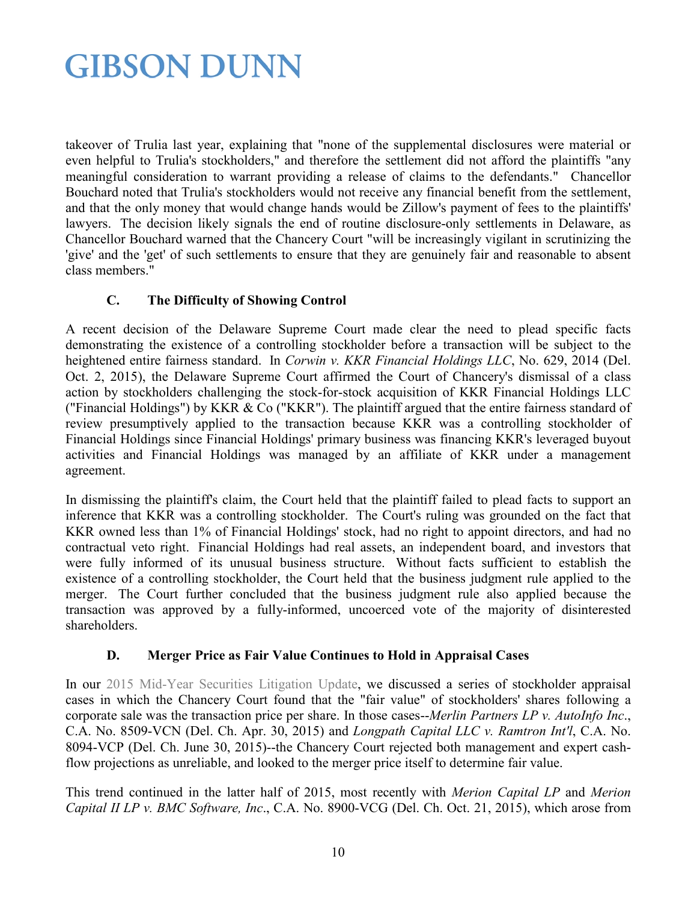takeover of Trulia last year, explaining that "none of the supplemental disclosures were material or even helpful to Trulia's stockholders," and therefore the settlement did not afford the plaintiffs "any meaningful consideration to warrant providing a release of claims to the defendants." Chancellor Bouchard noted that Trulia's stockholders would not receive any financial benefit from the settlement, and that the only money that would change hands would be Zillow's payment of fees to the plaintiffs' lawyers. The decision likely signals the end of routine disclosure-only settlements in Delaware, as Chancellor Bouchard warned that the Chancery Court "will be increasingly vigilant in scrutinizing the 'give' and the 'get' of such settlements to ensure that they are genuinely fair and reasonable to absent class members."

### C. The Difficulty of Showing Control

A recent decision of the Delaware Supreme Court made clear the need to plead specific facts demonstrating the existence of a controlling stockholder before a transaction will be subject to the heightened entire fairness standard. In *Corwin v. KKR Financial Holdings LLC*, No. 629, 2014 (Del. Oct. 2, 2015), the Delaware Supreme Court affirmed the Court of Chancery's dismissal of a class action by stockholders challenging the stock-for-stock acquisition of KKR Financial Holdings LLC ("Financial Holdings") by KKR & Co ("KKR"). The plaintiff argued that the entire fairness standard of review presumptively applied to the transaction because KKR was a controlling stockholder of Financial Holdings since Financial Holdings' primary business was financing KKR's leveraged buyout activities and Financial Holdings was managed by an affiliate of KKR under a management agreement.

In dismissing the plaintiff's claim, the Court held that the plaintiff failed to plead facts to support an inference that KKR was a controlling stockholder. The Court's ruling was grounded on the fact that KKR owned less than 1% of Financial Holdings' stock, had no right to appoint directors, and had no contractual veto right. Financial Holdings had real assets, an independent board, and investors that were fully informed of its unusual business structure. Without facts sufficient to establish the existence of a controlling stockholder, the Court held that the business judgment rule applied to the merger. The Court further concluded that the business judgment rule also applied because the transaction was approved by a fully-informed, uncoerced vote of the majority of disinterested shareholders.

### D. Merger Price as Fair Value Continues to Hold in Appraisal Cases

In our 2015 Mid-Year Securities Litigation Update, we discussed a series of stockholder appraisal cases in which the Chancery Court found that the "fair value" of stockholders' shares following a corporate sale was the transaction price per share. In those cases--*Merlin Partners LP v. AutoInfo Inc*., C.A. No. 8509-VCN (Del. Ch. Apr. 30, 2015) and *Longpath Capital LLC v. Ramtron Int'l*, C.A. No. 8094-VCP (Del. Ch. June 30, 2015)--the Chancery Court rejected both management and expert cash-flow projections as unreliable, and looked to the merger price itself to determine fair value.

This trend continued in the latter half of 2015, most recently with *Merion Capital LP* and *Merion Capital II LP v. BMC Software, Inc*., C.A. No. 8900-VCG (Del. Ch. Oct. 21, 2015), which arose from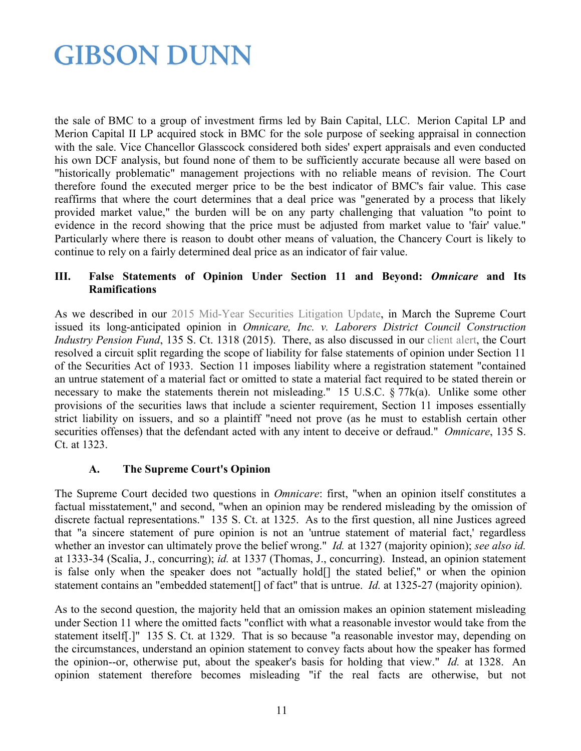the sale of BMC to a group of investment firms led by Bain Capital, LLC. Merion Capital LP and Merion Capital II LP acquired stock in BMC for the sole purpose of seeking appraisal in connection with the sale. Vice Chancellor Glasscock considered both sides' expert appraisals and even conducted his own DCF analysis, but found none of them to be sufficiently accurate because all were based on "historically problematic" management projections with no reliable means of revision. The Court therefore found the executed merger price to be the best indicator of BMC's fair value. This case reaffirms that where the court determines that a deal price was "generated by a process that likely provided market value," the burden will be on any party challenging that valuation "to point to evidence in the record showing that the price must be adjusted from market value to 'fair' value." Particularly where there is reason to doubt other means of valuation, the Chancery Court is likely to continue to rely on a fairly determined deal price as an indicator of fair value.

## III. False Statements of Opinion Under Section 11 and Beyond: *Omnicare* and Its Ramifications

As we described in our 2015 Mid-Year Securities Litigation Update, in March the Supreme Court issued its long-anticipated opinion in *Omnicare, Inc. v. Laborers District Council Construction Industry Pension Fund*, 135 S. Ct. 1318 (2015). There, as also discussed in our client alert, the Court resolved a circuit split regarding the scope of liability for false statements of opinion under Section 11 of the Securities Act of 1933. Section 11 imposes liability where a registration statement "contained an untrue statement of a material fact or omitted to state a material fact required to be stated therein or necessary to make the statements therein not misleading." 15 U.S.C. § 77k(a). Unlike some other provisions of the securities laws that include a scienter requirement, Section 11 imposes essentially strict liability on issuers, and so a plaintiff "need not prove (as he must to establish certain other securities offenses) that the defendant acted with any intent to deceive or defraud." *Omnicare*, 135 S. Ct. at 1323.

### A. The Supreme Court's Opinion

The Supreme Court decided two questions in *Omnicare*: first, "when an opinion itself constitutes a factual misstatement," and second, "when an opinion may be rendered misleading by the omission of discrete factual representations." 135 S. Ct. at 1325. As to the first question, all nine Justices agreed that "a sincere statement of pure opinion is not an 'untrue statement of material fact,' regardless whether an investor can ultimately prove the belief wrong." *Id.* at 1327 (majority opinion); *see also id.* at 1333-34 (Scalia, J., concurring); *id.* at 1337 (Thomas, J., concurring). Instead, an opinion statement is false only when the speaker does not "actually hold[] the stated belief," or when the opinion statement contains an "embedded statement[] of fact" that is untrue. *Id.* at 1325-27 (majority opinion).

As to the second question, the majority held that an omission makes an opinion statement misleading under Section 11 where the omitted facts "conflict with what a reasonable investor would take from the statement itself[.]" 135 S. Ct. at 1329. That is so because "a reasonable investor may, depending on the circumstances, understand an opinion statement to convey facts about how the speaker has formed the opinion--or, otherwise put, about the speaker's basis for holding that view." *Id.* at 1328. An opinion statement therefore becomes misleading "if the real facts are otherwise, but not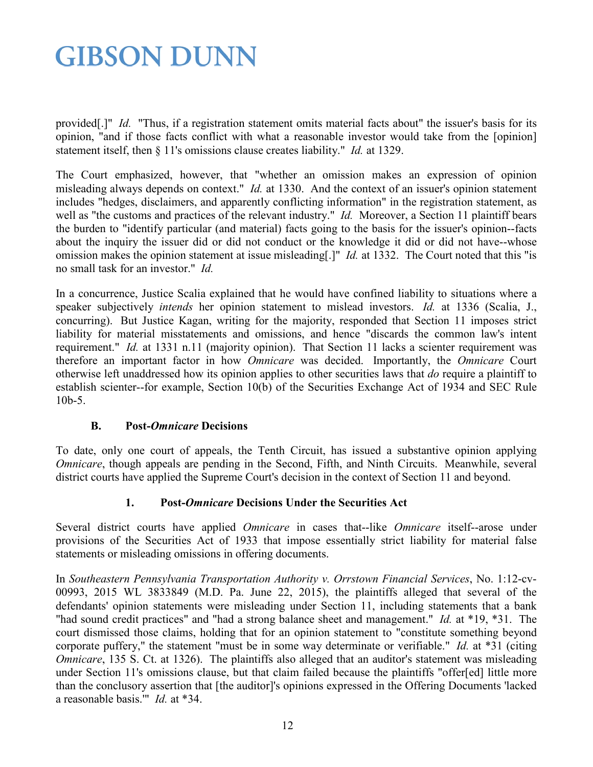provided[.]" *Id.* "Thus, if a registration statement omits material facts about" the issuer's basis for its opinion, "and if those facts conflict with what a reasonable investor would take from the [opinion] statement itself, then § 11's omissions clause creates liability." *Id.* at 1329.

The Court emphasized, however, that "whether an omission makes an expression of opinion misleading always depends on context." *Id.* at 1330. And the context of an issuer's opinion statement includes "hedges, disclaimers, and apparently conflicting information" in the registration statement, as well as "the customs and practices of the relevant industry." *Id.* Moreover, a Section 11 plaintiff bears the burden to "identify particular (and material) facts going to the basis for the issuer's opinion--facts about the inquiry the issuer did or did not conduct or the knowledge it did or did not have--whose omission makes the opinion statement at issue misleading[.]" *Id.* at 1332. The Court noted that this "is no small task for an investor." *Id.*

In a concurrence, Justice Scalia explained that he would have confined liability to situations where a speaker subjectively *intends* her opinion statement to mislead investors. *Id.* at 1336 (Scalia, J., concurring). But Justice Kagan, writing for the majority, responded that Section 11 imposes strict liability for material misstatements and omissions, and hence "discards the common law's intent requirement." *Id.* at 1331 n.11 (majority opinion). That Section 11 lacks a scienter requirement was therefore an important factor in how *Omnicare* was decided. Importantly, the *Omnicare* Court otherwise left unaddressed how its opinion applies to other securities laws that *do* require a plaintiff to establish scienter--for example, Section 10(b) of the Securities Exchange Act of 1934 and SEC Rule 10b-5.

### B. Post-*Omnicare* Decisions

To date, only one court of appeals, the Tenth Circuit, has issued a substantive opinion applying *Omnicare*, though appeals are pending in the Second, Fifth, and Ninth Circuits. Meanwhile, several district courts have applied the Supreme Court's decision in the context of Section 11 and beyond.

#### 1. Post-*Omnicare* Decisions Under the Securities Act

Several district courts have applied *Omnicare* in cases that--like *Omnicare* itself--arose under provisions of the Securities Act of 1933 that impose essentially strict liability for material false statements or misleading omissions in offering documents.

In *Southeastern Pennsylvania Transportation Authority v. Orrstown Financial Services*, No. 1:12-cv-00993, 2015 WL 3833849 (M.D. Pa. June 22, 2015), the plaintiffs alleged that several of the defendants' opinion statements were misleading under Section 11, including statements that a bank "had sound credit practices" and "had a strong balance sheet and management." *Id.* at *19, *31. The court dismissed those claims, holding that for an opinion statement to "constitute something beyond corporate puffery," the statement "must be in some way determinate or verifiable." *Id.* at *31 (citing *Omnicare*, 135 S. Ct. at 1326). The plaintiffs also alleged that an auditor's statement was misleading under Section 11's omissions clause, but that claim failed because the plaintiffs "offer[ed] little more than the conclusory assertion that [the auditor]'s opinions expressed in the Offering Documents 'lacked a reasonable basis.'" *Id.* at *34.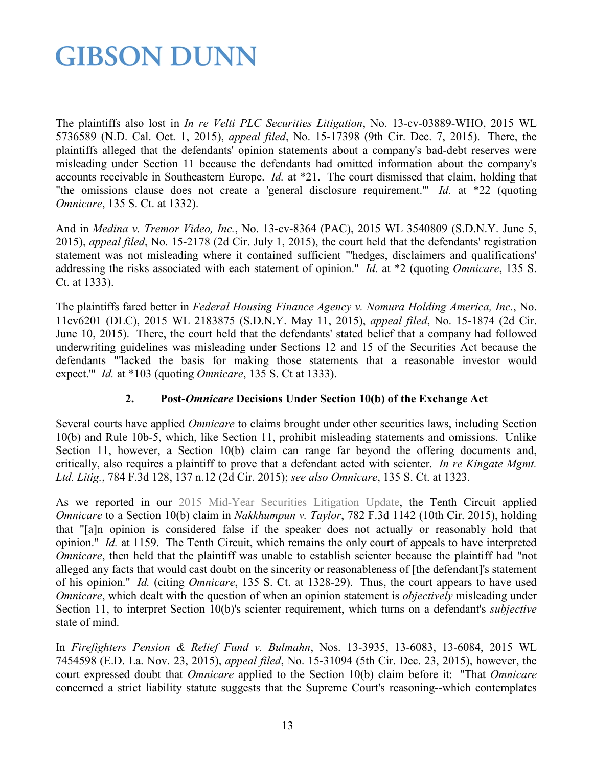The plaintiffs also lost in *In re Velti PLC Securities Litigation*, No. 13-cv-03889-WHO, 2015 WL 5736589 (N.D. Cal. Oct. 1, 2015), *appeal filed*, No. 15-17398 (9th Cir. Dec. 7, 2015). There, the plaintiffs alleged that the defendants' opinion statements about a company's bad-debt reserves were misleading under Section 11 because the defendants had omitted information about the company's accounts receivable in Southeastern Europe. *Id.* at *21. The court dismissed that claim, holding that "the omissions clause does not create a 'general disclosure requirement.'" *Id.* at *22 (quoting *Omnicare*, 135 S. Ct. at 1332).

And in *Medina v. Tremor Video, Inc.*, No. 13-cv-8364 (PAC), 2015 WL 3540809 (S.D.N.Y. June 5, 2015), *appeal filed*, No. 15-2178 (2d Cir. July 1, 2015), the court held that the defendants' registration statement was not misleading where it contained sufficient "'hedges, disclaimers and qualifications' addressing the risks associated with each statement of opinion." *Id.* at *2 (quoting *Omnicare*, 135 S. Ct. at 1333).

The plaintiffs fared better in *Federal Housing Finance Agency v. Nomura Holding America, Inc.*, No. 11cv6201 (DLC), 2015 WL 2183875 (S.D.N.Y. May 11, 2015), *appeal filed*, No. 15-1874 (2d Cir. June 10, 2015). There, the court held that the defendants' stated belief that a company had followed underwriting guidelines was misleading under Sections 12 and 15 of the Securities Act because the defendants "'lacked the basis for making those statements that a reasonable investor would expect.'" *Id.* at *103 (quoting *Omnicare*, 135 S. Ct at 1333).

### 2. Post-*Omnicare* Decisions Under Section 10(b) of the Exchange Act

Several courts have applied *Omnicare* to claims brought under other securities laws, including Section 10(b) and Rule 10b-5, which, like Section 11, prohibit misleading statements and omissions. Unlike Section 11, however, a Section 10(b) claim can range far beyond the offering documents and, critically, also requires a plaintiff to prove that a defendant acted with scienter. *In re Kingate Mgmt. Ltd. Litig.*, 784 F.3d 128, 137 n.12 (2d Cir. 2015); *see also Omnicare*, 135 S. Ct. at 1323.

As we reported in our 2015 Mid-Year Securities Litigation Update, the Tenth Circuit applied *Omnicare* to a Section 10(b) claim in *Nakkhumpun v. Taylor*, 782 F.3d 1142 (10th Cir. 2015), holding that "[a]n opinion is considered false if the speaker does not actually or reasonably hold that opinion." *Id.* at 1159. The Tenth Circuit, which remains the only court of appeals to have interpreted *Omnicare*, then held that the plaintiff was unable to establish scienter because the plaintiff had "not alleged any facts that would cast doubt on the sincerity or reasonableness of [the defendant]'s statement of his opinion." *Id.* (citing *Omnicare*, 135 S. Ct. at 1328-29). Thus, the court appears to have used *Omnicare*, which dealt with the question of when an opinion statement is *objectively* misleading under Section 11, to interpret Section 10(b)'s scienter requirement, which turns on a defendant's *subjective* state of mind.

In *Firefighters Pension & Relief Fund v. Bulmahn*, Nos. 13-3935, 13-6083, 13-6084, 2015 WL 7454598 (E.D. La. Nov. 23, 2015), *appeal filed*, No. 15-31094 (5th Cir. Dec. 23, 2015), however, the court expressed doubt that *Omnicare* applied to the Section 10(b) claim before it: "That *Omnicare* concerned a strict liability statute suggests that the Supreme Court's reasoning--which contemplates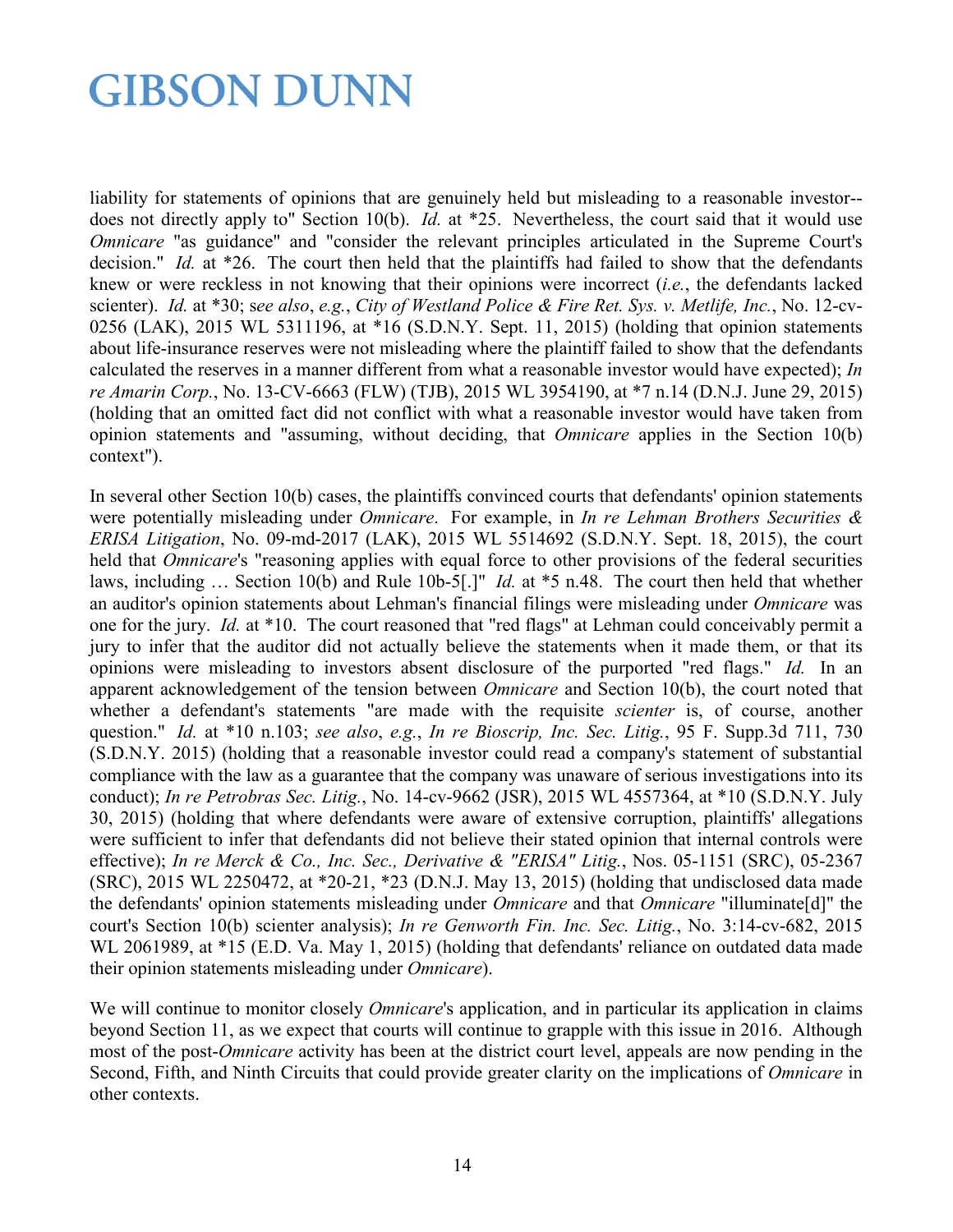liability for statements of opinions that are genuinely held but misleading to a reasonable investor--does not directly apply to" Section 10(b). *Id.* at *25. Nevertheless, the court said that it would use *Omnicare* "as guidance" and "consider the relevant principles articulated in the Supreme Court's decision." *Id.* at *26. The court then held that the plaintiffs had failed to show that the defendants knew or were reckless in not knowing that their opinions were incorrect (*i.e.*, the defendants lacked scienter). *Id.* at *30; s*ee also*, *e.g.*, *City of Westland Police & Fire Ret. Sys. v. Metlife, Inc.*, No. 12-cv-0256 (LAK), 2015 WL 5311196, at *16 (S.D.N.Y. Sept. 11, 2015) (holding that opinion statements about life-insurance reserves were not misleading where the plaintiff failed to show that the defendants calculated the reserves in a manner different from what a reasonable investor would have expected); *In re Amarin Corp.*, No. 13-CV-6663 (FLW) (TJB), 2015 WL 3954190, at *7 n.14 (D.N.J. June 29, 2015) (holding that an omitted fact did not conflict with what a reasonable investor would have taken from opinion statements and "assuming, without deciding, that *Omnicare* applies in the Section 10(b) context").

In several other Section 10(b) cases, the plaintiffs convinced courts that defendants' opinion statements were potentially misleading under *Omnicare*. For example, in *In re Lehman Brothers Securities & ERISA Litigation*, No. 09-md-2017 (LAK), 2015 WL 5514692 (S.D.N.Y. Sept. 18, 2015), the court held that *Omnicare*'s "reasoning applies with equal force to other provisions of the federal securities laws, including … Section 10(b) and Rule 10b-5[.]" *Id.* at *5 n.48. The court then held that whether an auditor's opinion statements about Lehman's financial filings were misleading under *Omnicare* was one for the jury. *Id.* at *10. The court reasoned that "red flags" at Lehman could conceivably permit a jury to infer that the auditor did not actually believe the statements when it made them, or that its opinions were misleading to investors absent disclosure of the purported "red flags." *Id.* In an apparent acknowledgement of the tension between *Omnicare* and Section 10(b), the court noted that whether a defendant's statements "are made with the requisite *scienter* is, of course, another question." *Id.* at *10 n.103; *see also*, *e.g.*, *In re Bioscrip, Inc. Sec. Litig.*, 95 F. Supp.3d 711, 730 (S.D.N.Y. 2015) (holding that a reasonable investor could read a company's statement of substantial compliance with the law as a guarantee that the company was unaware of serious investigations into its conduct); *In re Petrobras Sec. Litig.*, No. 14-cv-9662 (JSR), 2015 WL 4557364, at *10 (S.D.N.Y. July 30, 2015) (holding that where defendants were aware of extensive corruption, plaintiffs' allegations were sufficient to infer that defendants did not believe their stated opinion that internal controls were effective); *In re Merck & Co., Inc. Sec., Derivative & "ERISA" Litig.*, Nos. 05-1151 (SRC), 05-2367 (SRC), 2015 WL 2250472, at *20-21, *23 (D.N.J. May 13, 2015) (holding that undisclosed data made the defendants' opinion statements misleading under *Omnicare* and that *Omnicare* "illuminate[d]" the court's Section 10(b) scienter analysis); *In re Genworth Fin. Inc. Sec. Litig.*, No. 3:14-cv-682, 2015 WL 2061989, at *15 (E.D. Va. May 1, 2015) (holding that defendants' reliance on outdated data made their opinion statements misleading under *Omnicare*).

We will continue to monitor closely *Omnicare*'s application, and in particular its application in claims beyond Section 11, as we expect that courts will continue to grapple with this issue in 2016. Although most of the post-*Omnicare* activity has been at the district court level, appeals are now pending in the Second, Fifth, and Ninth Circuits that could provide greater clarity on the implications of *Omnicare* in other contexts.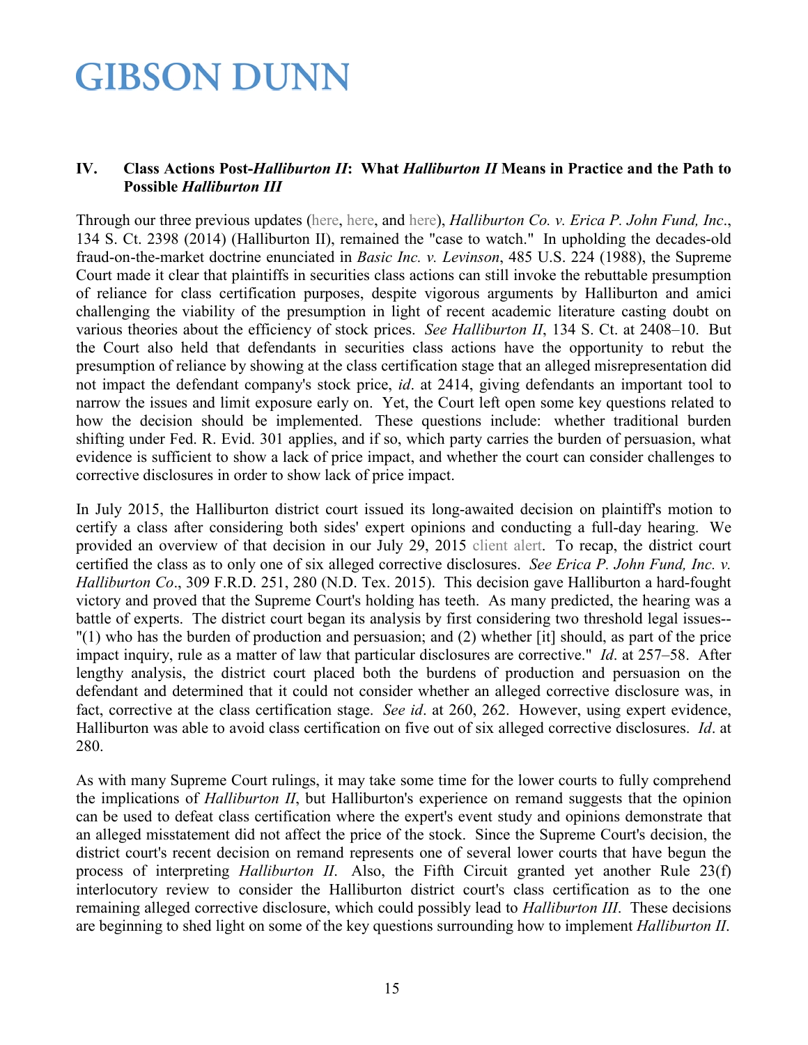## IV. Class Actions Post-*Halliburton II*: What *Halliburton II* Means in Practice and the Path to Possible *Halliburton III*

Through our three previous updates (here, here, and here), *Halliburton Co. v. Erica P. John Fund, Inc*., 134 S. Ct. 2398 (2014) (Halliburton II), remained the "case to watch." In upholding the decades-old fraud-on-the-market doctrine enunciated in *Basic Inc. v. Levinson*, 485 U.S. 224 (1988), the Supreme Court made it clear that plaintiffs in securities class actions can still invoke the rebuttable presumption of reliance for class certification purposes, despite vigorous arguments by Halliburton and amici challenging the viability of the presumption in light of recent academic literature casting doubt on various theories about the efficiency of stock prices. *See Halliburton II*, 134 S. Ct. at 2408–10. But the Court also held that defendants in securities class actions have the opportunity to rebut the presumption of reliance by showing at the class certification stage that an alleged misrepresentation did not impact the defendant company's stock price, *id*. at 2414, giving defendants an important tool to narrow the issues and limit exposure early on. Yet, the Court left open some key questions related to how the decision should be implemented. These questions include: whether traditional burden shifting under Fed. R. Evid. 301 applies, and if so, which party carries the burden of persuasion, what evidence is sufficient to show a lack of price impact, and whether the court can consider challenges to corrective disclosures in order to show lack of price impact.

In July 2015, the Halliburton district court issued its long-awaited decision on plaintiff's motion to certify a class after considering both sides' expert opinions and conducting a full-day hearing. We provided an overview of that decision in our July 29, 2015 client alert. To recap, the district court certified the class as to only one of six alleged corrective disclosures. *See Erica P. John Fund, Inc. v. Halliburton Co*., 309 F.R.D. 251, 280 (N.D. Tex. 2015). This decision gave Halliburton a hard-fought victory and proved that the Supreme Court's holding has teeth. As many predicted, the hearing was a battle of experts. The district court began its analysis by first considering two threshold legal issues--"(1) who has the burden of production and persuasion; and (2) whether [it] should, as part of the price impact inquiry, rule as a matter of law that particular disclosures are corrective." *Id*. at 257–58. After lengthy analysis, the district court placed both the burdens of production and persuasion on the defendant and determined that it could not consider whether an alleged corrective disclosure was, in fact, corrective at the class certification stage. *See id*. at 260, 262. However, using expert evidence, Halliburton was able to avoid class certification on five out of six alleged corrective disclosures. *Id*. at 280.

As with many Supreme Court rulings, it may take some time for the lower courts to fully comprehend the implications of *Halliburton II*, but Halliburton's experience on remand suggests that the opinion can be used to defeat class certification where the expert's event study and opinions demonstrate that an alleged misstatement did not affect the price of the stock. Since the Supreme Court's decision, the district court's recent decision on remand represents one of several lower courts that have begun the process of interpreting *Halliburton II*. Also, the Fifth Circuit granted yet another Rule 23(f) interlocutory review to consider the Halliburton district court's class certification as to the one remaining alleged corrective disclosure, which could possibly lead to *Halliburton III*. These decisions are beginning to shed light on some of the key questions surrounding how to implement *Halliburton II*.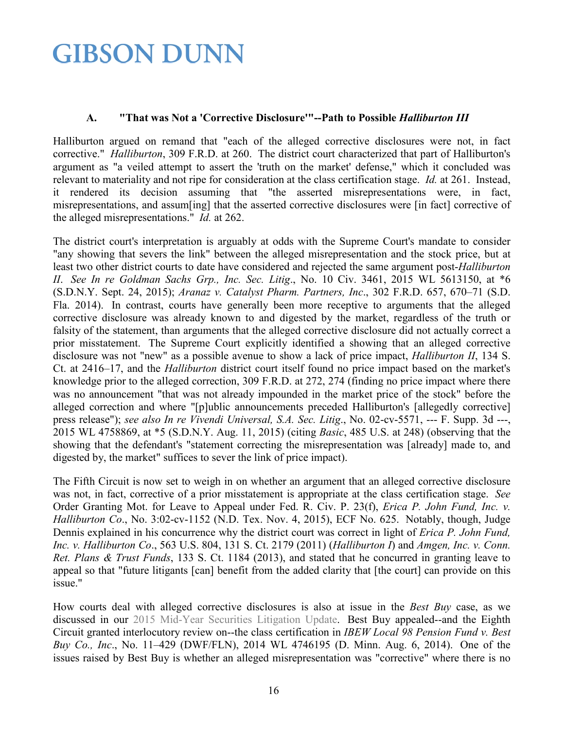### A. "That was Not a 'Corrective Disclosure'"--Path to Possible *Halliburton III*

Halliburton argued on remand that "each of the alleged corrective disclosures were not, in fact corrective." *Halliburton*, 309 F.R.D. at 260. The district court characterized that part of Halliburton's argument as "a veiled attempt to assert the 'truth on the market' defense," which it concluded was relevant to materiality and not ripe for consideration at the class certification stage. *Id.* at 261. Instead, it rendered its decision assuming that "the asserted misrepresentations were, in fact, misrepresentations, and assum[ing] that the asserted corrective disclosures were [in fact] corrective of the alleged misrepresentations." *Id.* at 262.

The district court's interpretation is arguably at odds with the Supreme Court's mandate to consider "any showing that severs the link" between the alleged misrepresentation and the stock price, but at least two other district courts to date have considered and rejected the same argument post-*Halliburton II*. *See In re Goldman Sachs Grp., Inc. Sec. Litig*., No. 10 Civ. 3461, 2015 WL 5613150, at *6 (S.D.N.Y. Sept. 24, 2015); *Aranaz v. Catalyst Pharm. Partners, Inc*., 302 F.R.D. 657, 670–71 (S.D. Fla. 2014). In contrast, courts have generally been more receptive to arguments that the alleged corrective disclosure was already known to and digested by the market, regardless of the truth or falsity of the statement, than arguments that the alleged corrective disclosure did not actually correct a prior misstatement. The Supreme Court explicitly identified a showing that an alleged corrective disclosure was not "new" as a possible avenue to show a lack of price impact, *Halliburton II*, 134 S. Ct. at 2416–17, and the *Halliburton* district court itself found no price impact based on the market's knowledge prior to the alleged correction, 309 F.R.D. at 272, 274 (finding no price impact where there was no announcement "that was not already impounded in the market price of the stock" before the alleged correction and where "[p]ublic announcements preceded Halliburton's [allegedly corrective] press release"); *see also In re Vivendi Universal, S.A. Sec. Litig*., No. 02-cv-5571, --- F. Supp. 3d ---, 2015 WL 4758869, at *5 (S.D.N.Y. Aug. 11, 2015) (citing *Basic*, 485 U.S. at 248) (observing that the showing that the defendant's "statement correcting the misrepresentation was [already] made to, and digested by, the market" suffices to sever the link of price impact).

The Fifth Circuit is now set to weigh in on whether an argument that an alleged corrective disclosure was not, in fact, corrective of a prior misstatement is appropriate at the class certification stage. *See* Order Granting Mot. for Leave to Appeal under Fed. R. Civ. P. 23(f), *Erica P. John Fund, Inc. v. Halliburton Co*., No. 3:02-cv-1152 (N.D. Tex. Nov. 4, 2015), ECF No. 625. Notably, though, Judge Dennis explained in his concurrence why the district court was correct in light of *Erica P. John Fund, Inc. v. Halliburton Co*., 563 U.S. 804, 131 S. Ct. 2179 (2011) (*Halliburton I*) and *Amgen, Inc. v. Conn. Ret. Plans & Trust Funds*, 133 S. Ct. 1184 (2013), and stated that he concurred in granting leave to appeal so that "future litigants [can] benefit from the added clarity that [the court] can provide on this issue."

How courts deal with alleged corrective disclosures is also at issue in the *Best Buy* case, as we discussed in our 2015 Mid-Year Securities Litigation Update. Best Buy appealed--and the Eighth Circuit granted interlocutory review on--the class certification in *IBEW Local 98 Pension Fund v. Best Buy Co., Inc*., No. 11–429 (DWF/FLN), 2014 WL 4746195 (D. Minn. Aug. 6, 2014). One of the issues raised by Best Buy is whether an alleged misrepresentation was "corrective" where there is no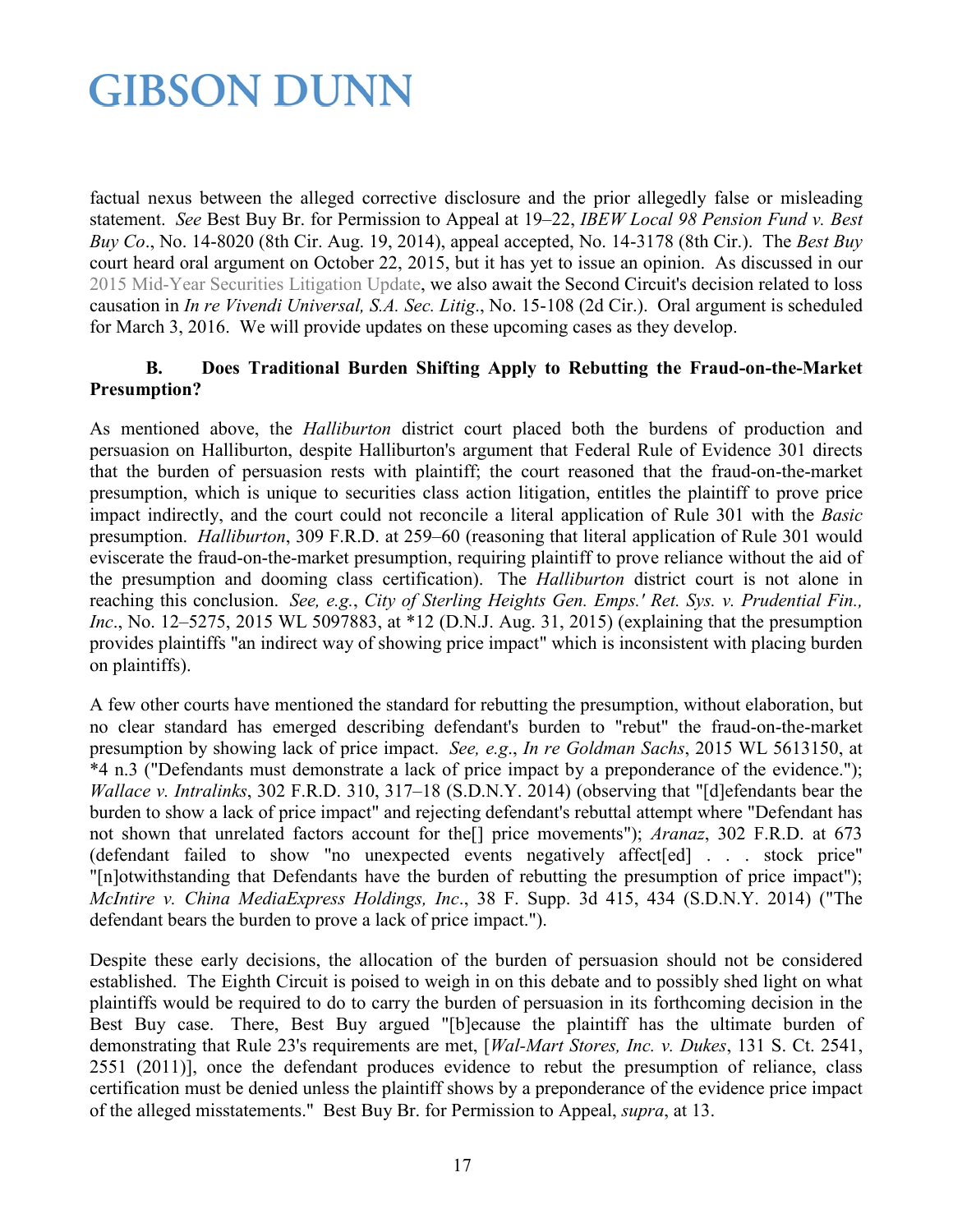factual nexus between the alleged corrective disclosure and the prior allegedly false or misleading statement. *See* Best Buy Br. for Permission to Appeal at 19–22, *IBEW Local 98 Pension Fund v. Best Buy Co*., No. 14-8020 (8th Cir. Aug. 19, 2014), appeal accepted, No. 14-3178 (8th Cir.). The *Best Buy* court heard oral argument on October 22, 2015, but it has yet to issue an opinion. As discussed in our 2015 Mid-Year Securities Litigation Update, we also await the Second Circuit's decision related to loss causation in *In re Vivendi Universal, S.A. Sec. Litig*., No. 15-108 (2d Cir.). Oral argument is scheduled for March 3, 2016. We will provide updates on these upcoming cases as they develop.

### B. Does Traditional Burden Shifting Apply to Rebutting the Fraud-on-the-Market Presumption?

As mentioned above, the *Halliburton* district court placed both the burdens of production and persuasion on Halliburton, despite Halliburton's argument that Federal Rule of Evidence 301 directs that the burden of persuasion rests with plaintiff; the court reasoned that the fraud-on-the-market presumption, which is unique to securities class action litigation, entitles the plaintiff to prove price impact indirectly, and the court could not reconcile a literal application of Rule 301 with the *Basic* presumption. *Halliburton*, 309 F.R.D. at 259–60 (reasoning that literal application of Rule 301 would eviscerate the fraud-on-the-market presumption, requiring plaintiff to prove reliance without the aid of the presumption and dooming class certification). The *Halliburton* district court is not alone in reaching this conclusion. *See, e.g.*, *City of Sterling Heights Gen. Emps.' Ret. Sys. v. Prudential Fin., Inc*., No. 12–5275, 2015 WL 5097883, at *12 (D.N.J. Aug. 31, 2015) (explaining that the presumption provides plaintiffs "an indirect way of showing price impact" which is inconsistent with placing burden on plaintiffs).

A few other courts have mentioned the standard for rebutting the presumption, without elaboration, but no clear standard has emerged describing defendant's burden to "rebut" the fraud-on-the-market presumption by showing lack of price impact. *See, e.g.*, *In re Goldman Sachs*, 2015 WL 5613150, at *4 n.3 ("Defendants must demonstrate a lack of price impact by a preponderance of the evidence."); *Wallace v. Intralinks*, 302 F.R.D. 310, 317–18 (S.D.N.Y. 2014) (observing that "[d]efendants bear the burden to show a lack of price impact" and rejecting defendant's rebuttal attempt where "Defendant has not shown that unrelated factors account for the[] price movements"); *Aranaz*, 302 F.R.D. at 673 (defendant failed to show "no unexpected events negatively affect[ed] . . . stock price" "[n]otwithstanding that Defendants have the burden of rebutting the presumption of price impact"); *McIntire v. China MediaExpress Holdings, Inc*., 38 F. Supp. 3d 415, 434 (S.D.N.Y. 2014) ("The defendant bears the burden to prove a lack of price impact.").

Despite these early decisions, the allocation of the burden of persuasion should not be considered established. The Eighth Circuit is poised to weigh in on this debate and to possibly shed light on what plaintiffs would be required to do to carry the burden of persuasion in its forthcoming decision in the Best Buy case. There, Best Buy argued "[b]ecause the plaintiff has the ultimate burden of demonstrating that Rule 23's requirements are met, [*Wal-Mart Stores, Inc. v. Dukes*, 131 S. Ct. 2541, 2551 (2011)], once the defendant produces evidence to rebut the presumption of reliance, class certification must be denied unless the plaintiff shows by a preponderance of the evidence price impact of the alleged misstatements." Best Buy Br. for Permission to Appeal, *supra*, at 13.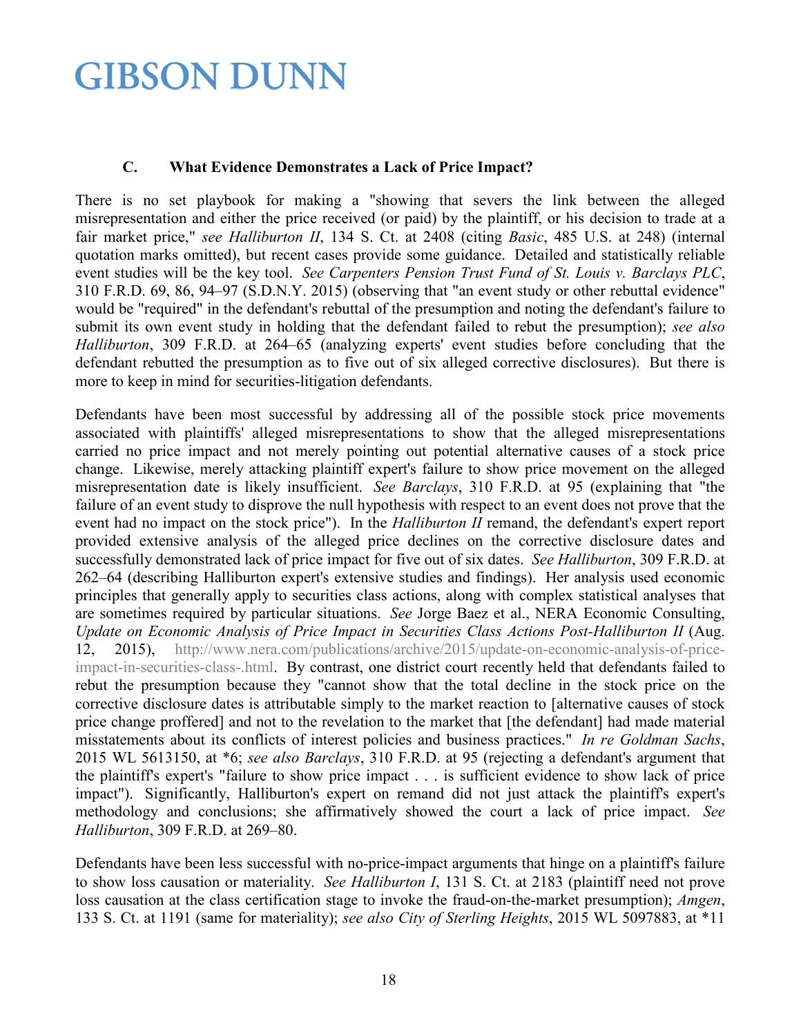### C. What Evidence Demonstrates a Lack of Price Impact?

There is no set playbook for making a "showing that severs the link between the alleged misrepresentation and either the price received (or paid) by the plaintiff, or his decision to trade at a fair market price," *see Halliburton II*, 134 S. Ct. at 2408 (citing *Basic*, 485 U.S. at 248) (internal quotation marks omitted), but recent cases provide some guidance. Detailed and statistically reliable event studies will be the key tool. *See Carpenters Pension Trust Fund of St. Louis v. Barclays PLC*, 310 F.R.D. 69, 86, 94–97 (S.D.N.Y. 2015) (observing that "an event study or other rebuttal evidence" would be "required" in the defendant's rebuttal of the presumption and noting the defendant's failure to submit its own event study in holding that the defendant failed to rebut the presumption); *see also Halliburton*, 309 F.R.D. at 264–65 (analyzing experts' event studies before concluding that the defendant rebutted the presumption as to five out of six alleged corrective disclosures). But there is more to keep in mind for securities-litigation defendants.

Defendants have been most successful by addressing all of the possible stock price movements associated with plaintiffs' alleged misrepresentations to show that the alleged misrepresentations carried no price impact and not merely pointing out potential alternative causes of a stock price change. Likewise, merely attacking plaintiff expert's failure to show price movement on the alleged misrepresentation date is likely insufficient. *See Barclays*, 310 F.R.D. at 95 (explaining that "the failure of an event study to disprove the null hypothesis with respect to an event does not prove that the event had no impact on the stock price"). In the *Halliburton II* remand, the defendant's expert report provided extensive analysis of the alleged price declines on the corrective disclosure dates and successfully demonstrated lack of price impact for five out of six dates. *See Halliburton*, 309 F.R.D. at 262–64 (describing Halliburton expert's extensive studies and findings). Her analysis used economic principles that generally apply to securities class actions, along with complex statistical analyses that are sometimes required by particular situations. *See* Jorge Baez et al., NERA Economic Consulting, *Update on Economic Analysis of Price Impact in Securities Class Actions Post-Halliburton II* (Aug. 12, 2015), http://www.nera.com/publications/archive/2015/update-on-economic-analysis-of-price-impact-in-securities-class-.html. By contrast, one district court recently held that defendants failed to rebut the presumption because they "cannot show that the total decline in the stock price on the corrective disclosure dates is attributable simply to the market reaction to [alternative causes of stock price change proffered] and not to the revelation to the market that [the defendant] had made material misstatements about its conflicts of interest policies and business practices." *In re Goldman Sachs*, 2015 WL 5613150, at *6; *see also Barclays*, 310 F.R.D. at 95 (rejecting a defendant's argument that the plaintiff's expert's "failure to show price impact . . . is sufficient evidence to show lack of price impact"). Significantly, Halliburton's expert on remand did not just attack the plaintiff's expert's methodology and conclusions; she affirmatively showed the court a lack of price impact. *See Halliburton*, 309 F.R.D. at 269–80.

Defendants have been less successful with no-price-impact arguments that hinge on a plaintiff's failure to show loss causation or materiality. *See Halliburton I*, 131 S. Ct. at 2183 (plaintiff need not prove loss causation at the class certification stage to invoke the fraud-on-the-market presumption); *Amgen*, 133 S. Ct. at 1191 (same for materiality); *see also City of Sterling Heights*, 2015 WL 5097883, at *11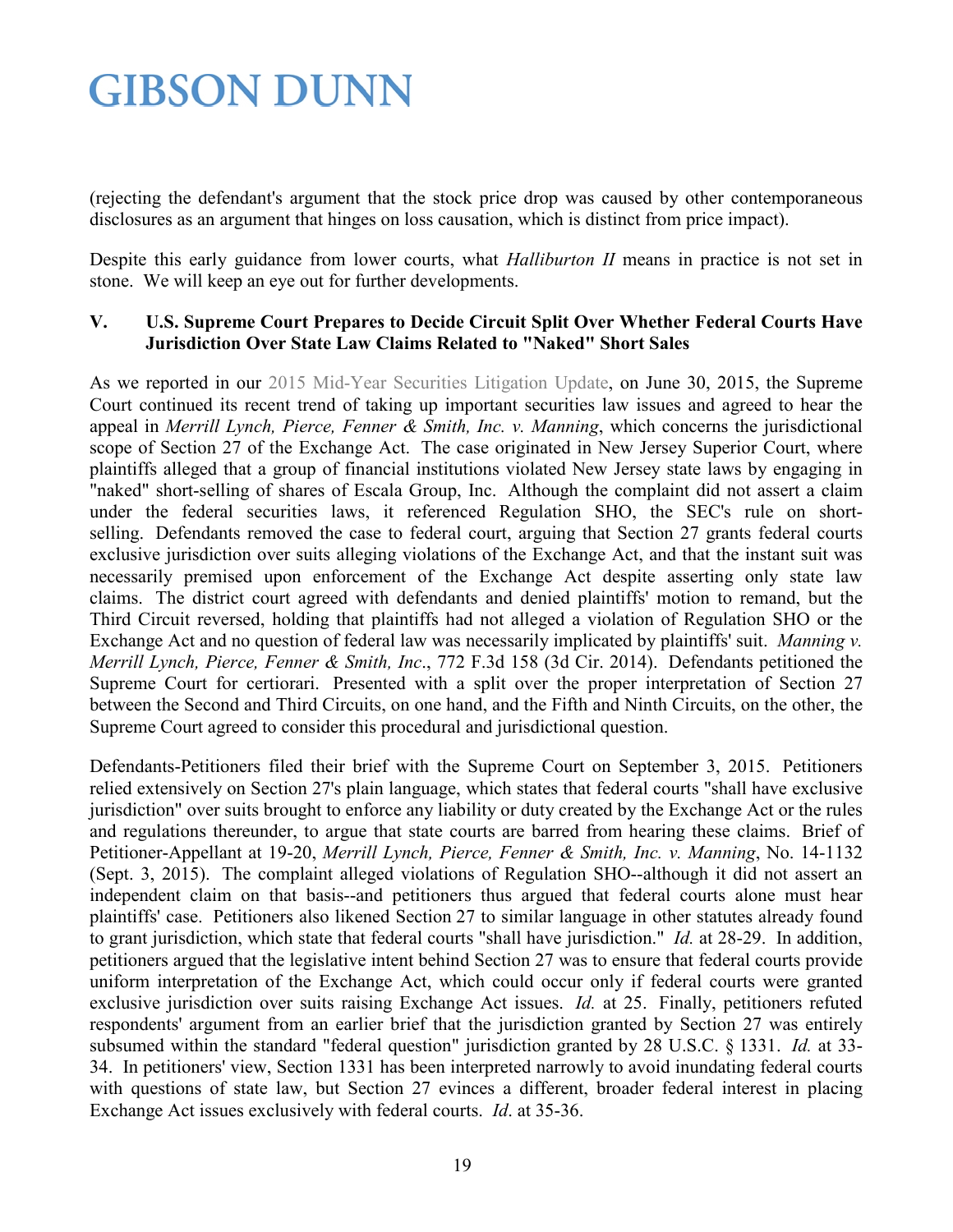(rejecting the defendant's argument that the stock price drop was caused by other contemporaneous disclosures as an argument that hinges on loss causation, which is distinct from price impact).

Despite this early guidance from lower courts, what *Halliburton II* means in practice is not set in stone. We will keep an eye out for further developments.

### V. U.S. Supreme Court Prepares to Decide Circuit Split Over Whether Federal Courts Have Jurisdiction Over State Law Claims Related to "Naked" Short Sales

As we reported in our 2015 Mid-Year Securities Litigation Update, on June 30, 2015, the Supreme Court continued its recent trend of taking up important securities law issues and agreed to hear the appeal in *Merrill Lynch, Pierce, Fenner & Smith, Inc. v. Manning*, which concerns the jurisdictional scope of Section 27 of the Exchange Act. The case originated in New Jersey Superior Court, where plaintiffs alleged that a group of financial institutions violated New Jersey state laws by engaging in "naked" short-selling of shares of Escala Group, Inc. Although the complaint did not assert a claim under the federal securities laws, it referenced Regulation SHO, the SEC's rule on short-selling. Defendants removed the case to federal court, arguing that Section 27 grants federal courts exclusive jurisdiction over suits alleging violations of the Exchange Act, and that the instant suit was necessarily premised upon enforcement of the Exchange Act despite asserting only state law claims. The district court agreed with defendants and denied plaintiffs' motion to remand, but the Third Circuit reversed, holding that plaintiffs had not alleged a violation of Regulation SHO or the Exchange Act and no question of federal law was necessarily implicated by plaintiffs' suit. *Manning v. Merrill Lynch, Pierce, Fenner & Smith, Inc*., 772 F.3d 158 (3d Cir. 2014). Defendants petitioned the Supreme Court for certiorari. Presented with a split over the proper interpretation of Section 27 between the Second and Third Circuits, on one hand, and the Fifth and Ninth Circuits, on the other, the Supreme Court agreed to consider this procedural and jurisdictional question.

Defendants-Petitioners filed their brief with the Supreme Court on September 3, 2015. Petitioners relied extensively on Section 27's plain language, which states that federal courts "shall have exclusive jurisdiction" over suits brought to enforce any liability or duty created by the Exchange Act or the rules and regulations thereunder, to argue that state courts are barred from hearing these claims. Brief of Petitioner-Appellant at 19-20, *Merrill Lynch, Pierce, Fenner & Smith, Inc. v. Manning*, No. 14-1132 (Sept. 3, 2015). The complaint alleged violations of Regulation SHO--although it did not assert an independent claim on that basis--and petitioners thus argued that federal courts alone must hear plaintiffs' case. Petitioners also likened Section 27 to similar language in other statutes already found to grant jurisdiction, which state that federal courts "shall have jurisdiction." *Id.* at 28-29. In addition, petitioners argued that the legislative intent behind Section 27 was to ensure that federal courts provide uniform interpretation of the Exchange Act, which could occur only if federal courts were granted exclusive jurisdiction over suits raising Exchange Act issues. *Id.* at 25. Finally, petitioners refuted respondents' argument from an earlier brief that the jurisdiction granted by Section 27 was entirely subsumed within the standard "federal question" jurisdiction granted by 28 U.S.C. § 1331. *Id.* at 33-34. In petitioners' view, Section 1331 has been interpreted narrowly to avoid inundating federal courts with questions of state law, but Section 27 evinces a different, broader federal interest in placing Exchange Act issues exclusively with federal courts. *Id*. at 35-36.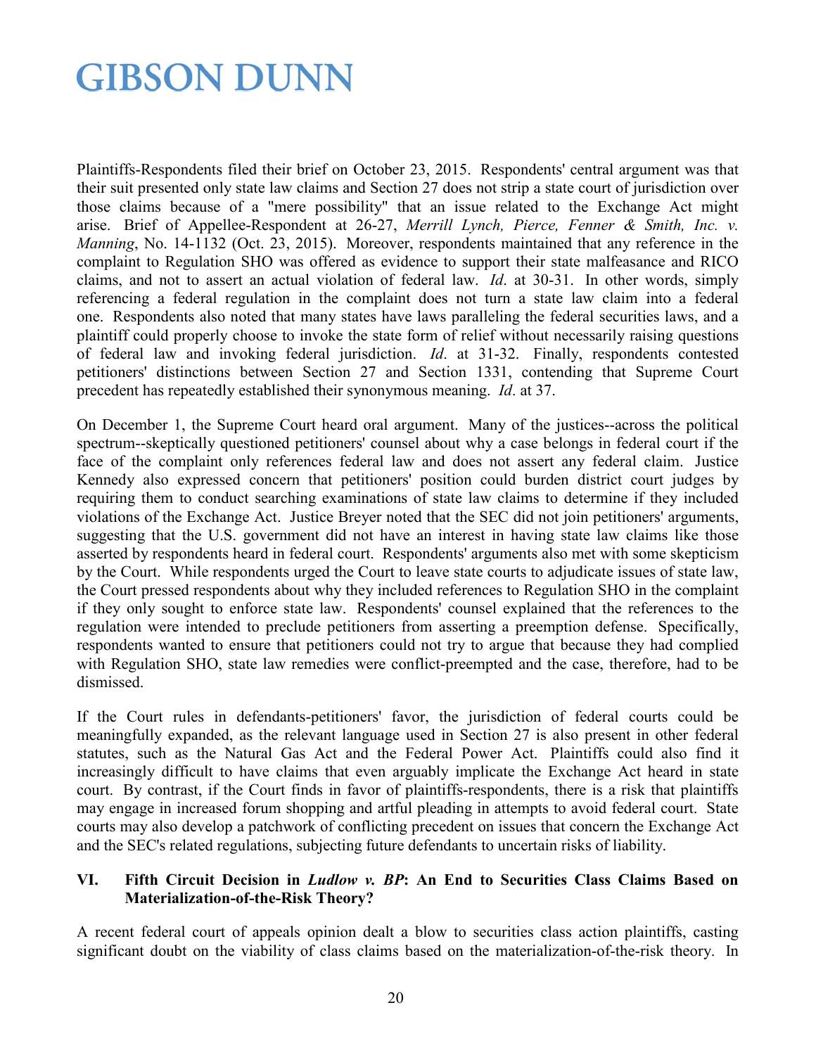Plaintiffs-Respondents filed their brief on October 23, 2015. Respondents' central argument was that their suit presented only state law claims and Section 27 does not strip a state court of jurisdiction over those claims because of a "mere possibility" that an issue related to the Exchange Act might arise. Brief of Appellee-Respondent at 26-27, *Merrill Lynch, Pierce, Fenner & Smith, Inc. v. Manning*, No. 14-1132 (Oct. 23, 2015). Moreover, respondents maintained that any reference in the complaint to Regulation SHO was offered as evidence to support their state malfeasance and RICO claims, and not to assert an actual violation of federal law. *Id*. at 30-31. In other words, simply referencing a federal regulation in the complaint does not turn a state law claim into a federal one. Respondents also noted that many states have laws paralleling the federal securities laws, and a plaintiff could properly choose to invoke the state form of relief without necessarily raising questions of federal law and invoking federal jurisdiction. *Id*. at 31-32. Finally, respondents contested petitioners' distinctions between Section 27 and Section 1331, contending that Supreme Court precedent has repeatedly established their synonymous meaning. *Id*. at 37.

On December 1, the Supreme Court heard oral argument. Many of the justices--across the political spectrum--skeptically questioned petitioners' counsel about why a case belongs in federal court if the face of the complaint only references federal law and does not assert any federal claim. Justice Kennedy also expressed concern that petitioners' position could burden district court judges by requiring them to conduct searching examinations of state law claims to determine if they included violations of the Exchange Act. Justice Breyer noted that the SEC did not join petitioners' arguments, suggesting that the U.S. government did not have an interest in having state law claims like those asserted by respondents heard in federal court. Respondents' arguments also met with some skepticism by the Court. While respondents urged the Court to leave state courts to adjudicate issues of state law, the Court pressed respondents about why they included references to Regulation SHO in the complaint if they only sought to enforce state law. Respondents' counsel explained that the references to the regulation were intended to preclude petitioners from asserting a preemption defense. Specifically, respondents wanted to ensure that petitioners could not try to argue that because they had complied with Regulation SHO, state law remedies were conflict-preempted and the case, therefore, had to be dismissed.

If the Court rules in defendants-petitioners' favor, the jurisdiction of federal courts could be meaningfully expanded, as the relevant language used in Section 27 is also present in other federal statutes, such as the Natural Gas Act and the Federal Power Act. Plaintiffs could also find it increasingly difficult to have claims that even arguably implicate the Exchange Act heard in state court. By contrast, if the Court finds in favor of plaintiffs-respondents, there is a risk that plaintiffs may engage in increased forum shopping and artful pleading in attempts to avoid federal court. State courts may also develop a patchwork of conflicting precedent on issues that concern the Exchange Act and the SEC's related regulations, subjecting future defendants to uncertain risks of liability.

## VI. Fifth Circuit Decision in *Ludlow v. BP*: An End to Securities Class Claims Based on Materialization-of-the-Risk Theory?

A recent federal court of appeals opinion dealt a blow to securities class action plaintiffs, casting significant doubt on the viability of class claims based on the materialization-of-the-risk theory. In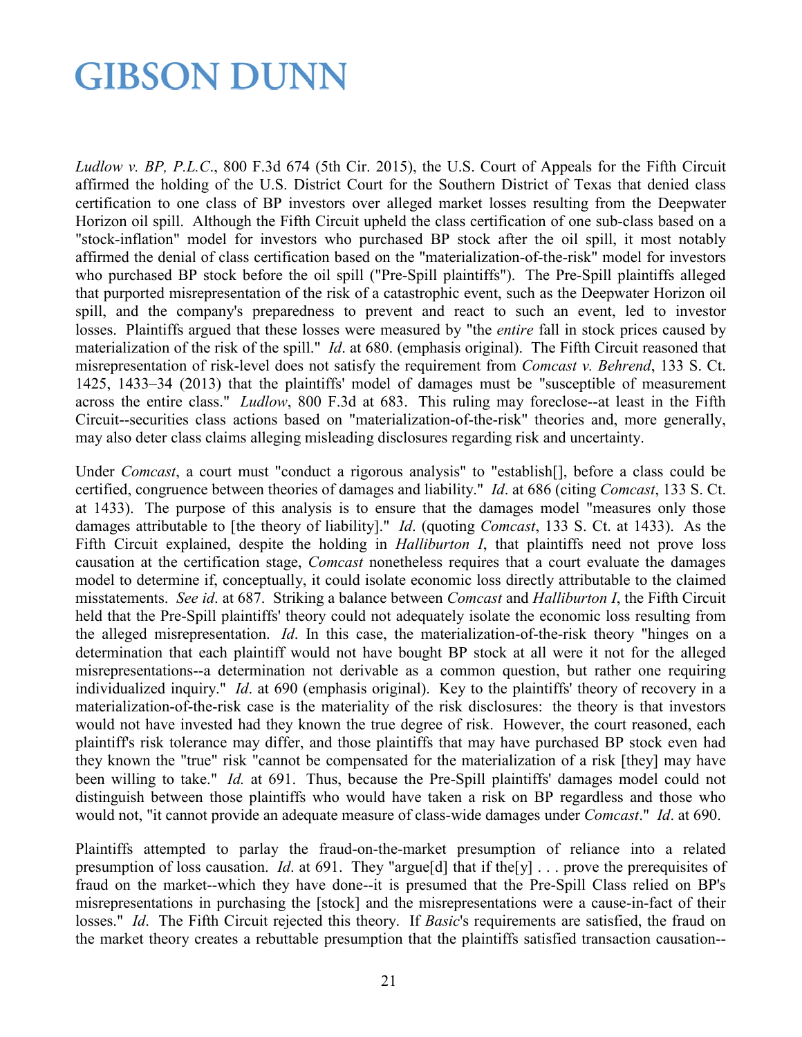*Ludlow v. BP, P.L.C*., 800 F.3d 674 (5th Cir. 2015), the U.S. Court of Appeals for the Fifth Circuit affirmed the holding of the U.S. District Court for the Southern District of Texas that denied class certification to one class of BP investors over alleged market losses resulting from the Deepwater Horizon oil spill. Although the Fifth Circuit upheld the class certification of one sub-class based on a "stock-inflation" model for investors who purchased BP stock after the oil spill, it most notably affirmed the denial of class certification based on the "materialization-of-the-risk" model for investors who purchased BP stock before the oil spill ("Pre-Spill plaintiffs"). The Pre-Spill plaintiffs alleged that purported misrepresentation of the risk of a catastrophic event, such as the Deepwater Horizon oil spill, and the company's preparedness to prevent and react to such an event, led to investor losses. Plaintiffs argued that these losses were measured by "the *entire* fall in stock prices caused by materialization of the risk of the spill." *Id*. at 680. (emphasis original). The Fifth Circuit reasoned that misrepresentation of risk-level does not satisfy the requirement from *Comcast v. Behrend*, 133 S. Ct. 1425, 1433–34 (2013) that the plaintiffs' model of damages must be "susceptible of measurement across the entire class." *Ludlow*, 800 F.3d at 683. This ruling may foreclose--at least in the Fifth Circuit--securities class actions based on "materialization-of-the-risk" theories and, more generally, may also deter class claims alleging misleading disclosures regarding risk and uncertainty.

Under *Comcast*, a court must "conduct a rigorous analysis" to "establish[], before a class could be certified, congruence between theories of damages and liability." *Id*. at 686 (citing *Comcast*, 133 S. Ct. at 1433). The purpose of this analysis is to ensure that the damages model "measures only those damages attributable to [the theory of liability]." *Id*. (quoting *Comcast*, 133 S. Ct. at 1433). As the Fifth Circuit explained, despite the holding in *Halliburton I*, that plaintiffs need not prove loss causation at the certification stage, *Comcast* nonetheless requires that a court evaluate the damages model to determine if, conceptually, it could isolate economic loss directly attributable to the claimed misstatements. *See id*. at 687. Striking a balance between *Comcast* and *Halliburton I*, the Fifth Circuit held that the Pre-Spill plaintiffs' theory could not adequately isolate the economic loss resulting from the alleged misrepresentation. *Id*. In this case, the materialization-of-the-risk theory "hinges on a determination that each plaintiff would not have bought BP stock at all were it not for the alleged misrepresentations--a determination not derivable as a common question, but rather one requiring individualized inquiry." *Id*. at 690 (emphasis original). Key to the plaintiffs' theory of recovery in a materialization-of-the-risk case is the materiality of the risk disclosures: the theory is that investors would not have invested had they known the true degree of risk. However, the court reasoned, each plaintiff's risk tolerance may differ, and those plaintiffs that may have purchased BP stock even had they known the "true" risk "cannot be compensated for the materialization of a risk [they] may have been willing to take." *Id.* at 691. Thus, because the Pre-Spill plaintiffs' damages model could not distinguish between those plaintiffs who would have taken a risk on BP regardless and those who would not, "it cannot provide an adequate measure of class-wide damages under *Comcast*." *Id*. at 690.

Plaintiffs attempted to parlay the fraud-on-the-market presumption of reliance into a related presumption of loss causation. *Id*. at 691. They "argue[d] that if the[y] . . . prove the prerequisites of fraud on the market--which they have done--it is presumed that the Pre-Spill Class relied on BP's misrepresentations in purchasing the [stock] and the misrepresentations were a cause-in-fact of their losses." *Id*. The Fifth Circuit rejected this theory. If *Basic*'s requirements are satisfied, the fraud on the market theory creates a rebuttable presumption that the plaintiffs satisfied transaction causation--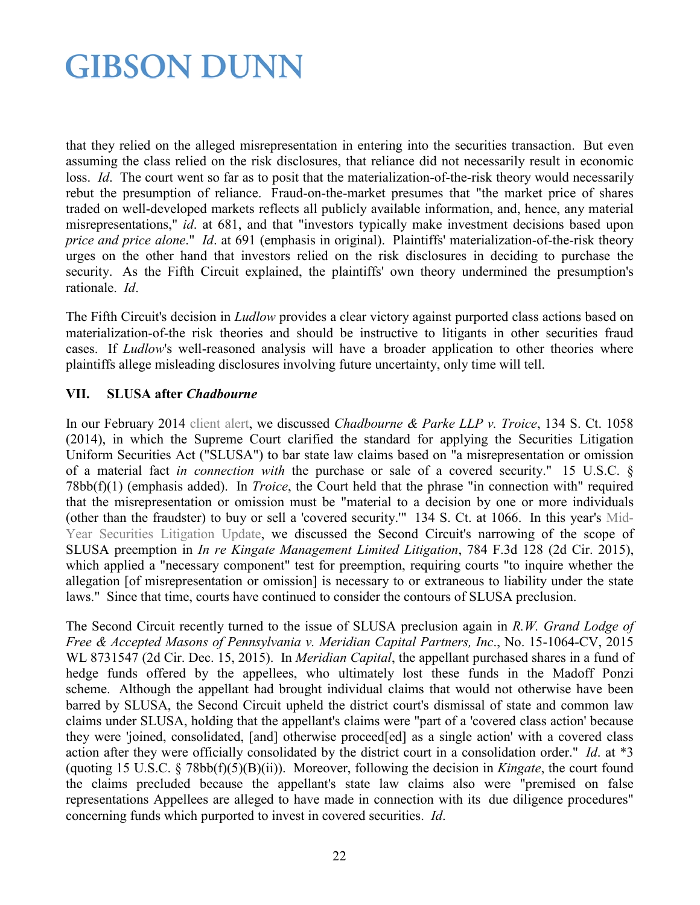that they relied on the alleged misrepresentation in entering into the securities transaction. But even assuming the class relied on the risk disclosures, that reliance did not necessarily result in economic loss. *Id*. The court went so far as to posit that the materialization-of-the-risk theory would necessarily rebut the presumption of reliance. Fraud-on-the-market presumes that "the market price of shares traded on well-developed markets reflects all publicly available information, and, hence, any material misrepresentations," *id*. at 681, and that "investors typically make investment decisions based upon *price and price alone*." *Id*. at 691 (emphasis in original). Plaintiffs' materialization-of-the-risk theory urges on the other hand that investors relied on the risk disclosures in deciding to purchase the security. As the Fifth Circuit explained, the plaintiffs' own theory undermined the presumption's rationale. *Id*.

The Fifth Circuit's decision in *Ludlow* provides a clear victory against purported class actions based on materialization-of-the risk theories and should be instructive to litigants in other securities fraud cases. If *Ludlow*'s well-reasoned analysis will have a broader application to other theories where plaintiffs allege misleading disclosures involving future uncertainty, only time will tell.

## VII. SLUSA after *Chadbourne*

In our February 2014 client alert, we discussed *Chadbourne & Parke LLP v. Troice*, 134 S. Ct. 1058 (2014), in which the Supreme Court clarified the standard for applying the Securities Litigation Uniform Securities Act ("SLUSA") to bar state law claims based on "a misrepresentation or omission of a material fact *in connection with* the purchase or sale of a covered security." 15 U.S.C. § 78bb(f)(1) (emphasis added). In *Troice*, the Court held that the phrase "in connection with" required that the misrepresentation or omission must be "material to a decision by one or more individuals (other than the fraudster) to buy or sell a 'covered security.'" 134 S. Ct. at 1066. In this year's Mid-Year Securities Litigation Update, we discussed the Second Circuit's narrowing of the scope of SLUSA preemption in *In re Kingate Management Limited Litigation*, 784 F.3d 128 (2d Cir. 2015), which applied a "necessary component" test for preemption, requiring courts "to inquire whether the allegation [of misrepresentation or omission] is necessary to or extraneous to liability under the state laws." Since that time, courts have continued to consider the contours of SLUSA preclusion.

The Second Circuit recently turned to the issue of SLUSA preclusion again in *R.W. Grand Lodge of Free & Accepted Masons of Pennsylvania v. Meridian Capital Partners, Inc*., No. 15-1064-CV, 2015 WL 8731547 (2d Cir. Dec. 15, 2015). In *Meridian Capital*, the appellant purchased shares in a fund of hedge funds offered by the appellees, who ultimately lost these funds in the Madoff Ponzi scheme. Although the appellant had brought individual claims that would not otherwise have been barred by SLUSA, the Second Circuit upheld the district court's dismissal of state and common law claims under SLUSA, holding that the appellant's claims were "part of a 'covered class action' because they were 'joined, consolidated, [and] otherwise proceed[ed] as a single action' with a covered class action after they were officially consolidated by the district court in a consolidation order." *Id*. at *3 (quoting 15 U.S.C. § 78bb(f)(5)(B)(ii)). Moreover, following the decision in *Kingate*, the court found the claims precluded because the appellant's state law claims also were "premised on false representations Appellees are alleged to have made in connection with its due diligence procedures" concerning funds which purported to invest in covered securities. *Id*.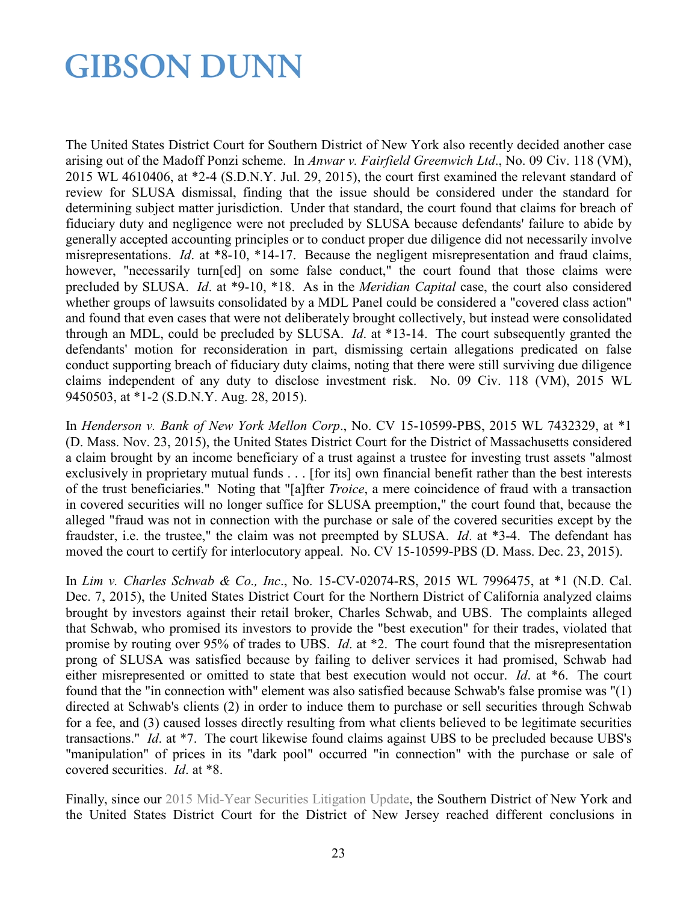The United States District Court for Southern District of New York also recently decided another case arising out of the Madoff Ponzi scheme. In *Anwar v. Fairfield Greenwich Ltd*., No. 09 Civ. 118 (VM), 2015 WL 4610406, at *2-4 (S.D.N.Y. Jul. 29, 2015), the court first examined the relevant standard of review for SLUSA dismissal, finding that the issue should be considered under the standard for determining subject matter jurisdiction. Under that standard, the court found that claims for breach of fiduciary duty and negligence were not precluded by SLUSA because defendants' failure to abide by generally accepted accounting principles or to conduct proper due diligence did not necessarily involve misrepresentations. *Id*. at *8-10, *14-17. Because the negligent misrepresentation and fraud claims, however, "necessarily turn[ed] on some false conduct," the court found that those claims were precluded by SLUSA. *Id*. at *9-10, *18. As in the *Meridian Capital* case, the court also considered whether groups of lawsuits consolidated by a MDL Panel could be considered a "covered class action" and found that even cases that were not deliberately brought collectively, but instead were consolidated through an MDL, could be precluded by SLUSA. *Id*. at *13-14. The court subsequently granted the defendants' motion for reconsideration in part, dismissing certain allegations predicated on false conduct supporting breach of fiduciary duty claims, noting that there were still surviving due diligence claims independent of any duty to disclose investment risk. No. 09 Civ. 118 (VM), 2015 WL 9450503, at *1-2 (S.D.N.Y. Aug. 28, 2015).

In *Henderson v. Bank of New York Mellon Corp*., No. CV 15-10599-PBS, 2015 WL 7432329, at *1 (D. Mass. Nov. 23, 2015), the United States District Court for the District of Massachusetts considered a claim brought by an income beneficiary of a trust against a trustee for investing trust assets "almost exclusively in proprietary mutual funds . . . [for its] own financial benefit rather than the best interests of the trust beneficiaries." Noting that "[a]fter *Troice*, a mere coincidence of fraud with a transaction in covered securities will no longer suffice for SLUSA preemption," the court found that, because the alleged "fraud was not in connection with the purchase or sale of the covered securities except by the fraudster, i.e. the trustee," the claim was not preempted by SLUSA. *Id*. at *3-4. The defendant has moved the court to certify for interlocutory appeal. No. CV 15-10599-PBS (D. Mass. Dec. 23, 2015).

In *Lim v. Charles Schwab & Co., Inc*., No. 15-CV-02074-RS, 2015 WL 7996475, at *1 (N.D. Cal. Dec. 7, 2015), the United States District Court for the Northern District of California analyzed claims brought by investors against their retail broker, Charles Schwab, and UBS. The complaints alleged that Schwab, who promised its investors to provide the "best execution" for their trades, violated that promise by routing over 95% of trades to UBS. *Id*. at *2. The court found that the misrepresentation prong of SLUSA was satisfied because by failing to deliver services it had promised, Schwab had either misrepresented or omitted to state that best execution would not occur. *Id*. at *6. The court found that the "in connection with" element was also satisfied because Schwab's false promise was "(1) directed at Schwab's clients (2) in order to induce them to purchase or sell securities through Schwab for a fee, and (3) caused losses directly resulting from what clients believed to be legitimate securities transactions." *Id*. at *7. The court likewise found claims against UBS to be precluded because UBS's "manipulation" of prices in its "dark pool" occurred "in connection" with the purchase or sale of covered securities. *Id*. at *8.

Finally, since our 2015 Mid-Year Securities Litigation Update, the Southern District of New York and the United States District Court for the District of New Jersey reached different conclusions in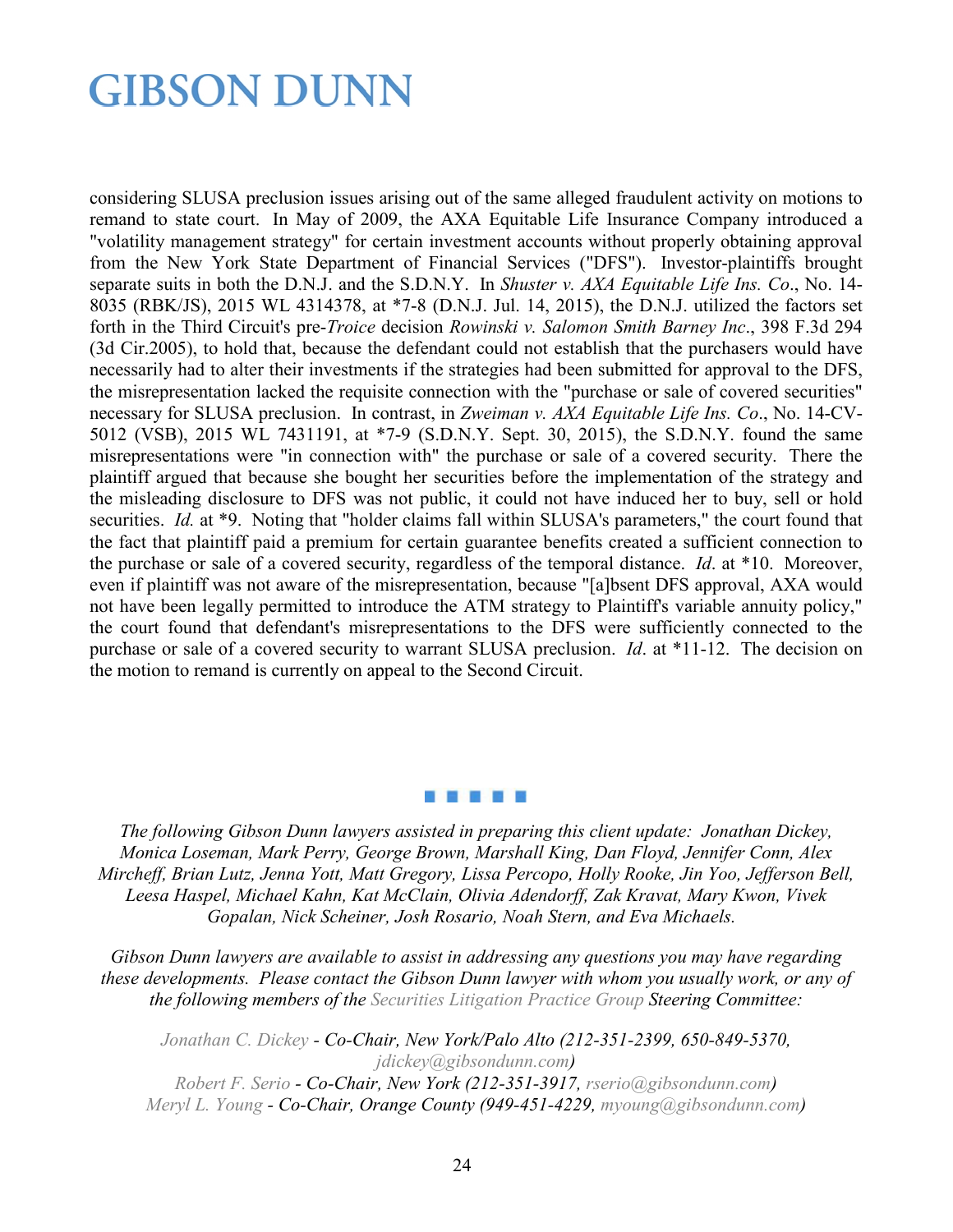considering SLUSA preclusion issues arising out of the same alleged fraudulent activity on motions to remand to state court. In May of 2009, the AXA Equitable Life Insurance Company introduced a "volatility management strategy" for certain investment accounts without properly obtaining approval from the New York State Department of Financial Services ("DFS"). Investor-plaintiffs brought separate suits in both the D.N.J. and the S.D.N.Y. In *Shuster v. AXA Equitable Life Ins. Co*., No. 14-8035 (RBK/JS), 2015 WL 4314378, at *7-8 (D.N.J. Jul. 14, 2015), the D.N.J. utilized the factors set forth in the Third Circuit's pre-*Troice* decision *Rowinski v. Salomon Smith Barney Inc*., 398 F.3d 294 (3d Cir.2005), to hold that, because the defendant could not establish that the purchasers would have necessarily had to alter their investments if the strategies had been submitted for approval to the DFS, the misrepresentation lacked the requisite connection with the "purchase or sale of covered securities" necessary for SLUSA preclusion. In contrast, in *Zweiman v. AXA Equitable Life Ins. Co*., No. 14-CV-5012 (VSB), 2015 WL 7431191, at *7-9 (S.D.N.Y. Sept. 30, 2015), the S.D.N.Y. found the same misrepresentations were "in connection with" the purchase or sale of a covered security. There the plaintiff argued that because she bought her securities before the implementation of the strategy and the misleading disclosure to DFS was not public, it could not have induced her to buy, sell or hold securities. *Id.* at *9. Noting that "holder claims fall within SLUSA's parameters," the court found that the fact that plaintiff paid a premium for certain guarantee benefits created a sufficient connection to the purchase or sale of a covered security, regardless of the temporal distance. *Id*. at *10. Moreover, even if plaintiff was not aware of the misrepresentation, because "[a]bsent DFS approval, AXA would not have been legally permitted to introduce the ATM strategy to Plaintiff's variable annuity policy," the court found that defendant's misrepresentations to the DFS were sufficiently connected to the purchase or sale of a covered security to warrant SLUSA preclusion. *Id*. at *11-12. The decision on the motion to remand is currently on appeal to the Second Circuit.

■ ■ ■ ■ ■

*The following Gibson Dunn lawyers assisted in preparing this client update: Jonathan Dickey, Monica Loseman, Mark Perry, George Brown, Marshall King, Dan Floyd, Jennifer Conn, Alex Mircheff, Brian Lutz, Jenna Yott, Matt Gregory, Lissa Percopo, Holly Rooke, Jin Yoo, Jefferson Bell, Leesa Haspel, Michael Kahn, Kat McClain, Olivia Adendorff, Zak Kravat, Mary Kwon, Vivek Gopalan, Nick Scheiner, Josh Rosario, Noah Stern, and Eva Michaels.*

*Gibson Dunn lawyers are available to assist in addressing any questions you may have regarding these developments. Please contact the Gibson Dunn lawyer with whom you usually work, or any of the following members of the Securities Litigation Practice Group Steering Committee:*

*Jonathan C. Dickey - Co-Chair, New York/Palo Alto (212-351-2399, 650-849-5370, jdickey@gibsondunn.com)*
*Robert F. Serio - Co-Chair, New York (212-351-3917, rserio@gibsondunn.com)*
*Meryl L. Young - Co-Chair, Orange County (949-451-4229, myoung@gibsondunn.com)*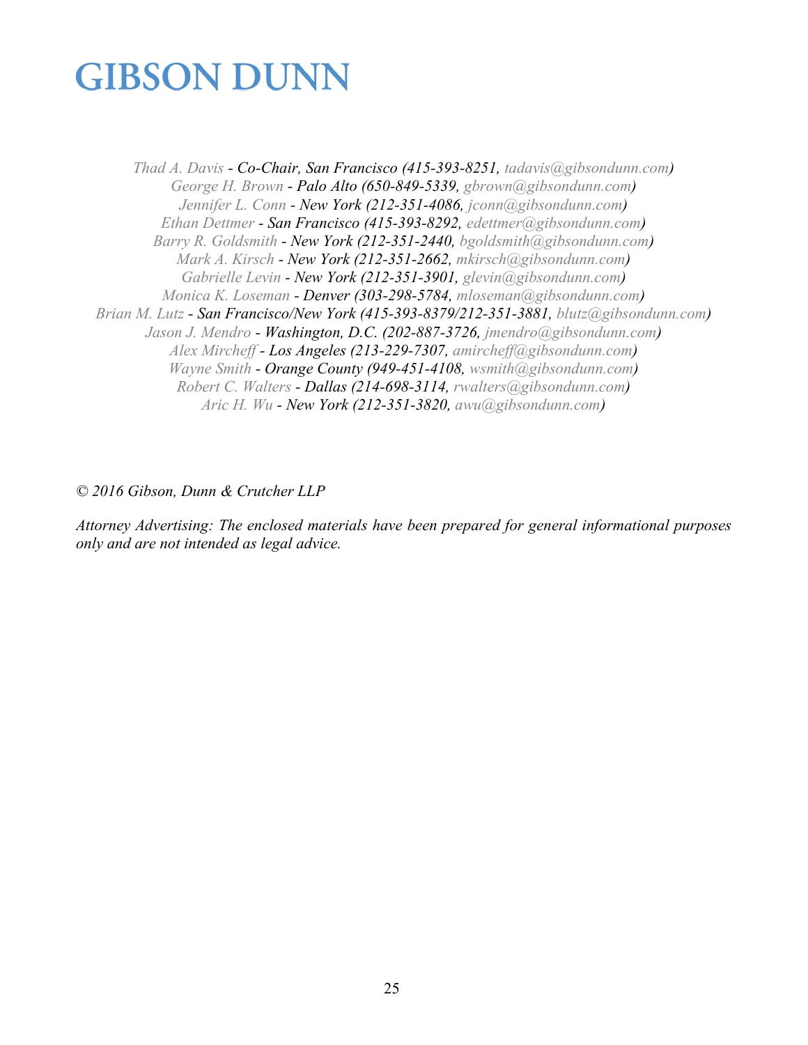# GIBSON DUNN

*Thad A. Davis - Co-Chair, San Francisco (415-393-8251, tadavis@gibsondunn.com)*
*George H. Brown - Palo Alto (650-849-5339, gbrown@gibsondunn.com)*
*Jennifer L. Conn - New York (212-351-4086, jconn@gibsondunn.com)*
*Ethan Dettmer - San Francisco (415-393-8292, edettmer@gibsondunn.com)*
*Barry R. Goldsmith - New York (212-351-2440, bgoldsmith@gibsondunn.com)*
*Mark A. Kirsch - New York (212-351-2662, mkirsch@gibsondunn.com)*
*Gabrielle Levin - New York (212-351-3901, glevin@gibsondunn.com)*
*Monica K. Loseman - Denver (303-298-5784, mloseman@gibsondunn.com)*
*Brian M. Lutz - San Francisco/New York (415-393-8379/212-351-3881, blutz@gibsondunn.com)*
*Jason J. Mendro - Washington, D.C. (202-887-3726, jmendro@gibsondunn.com)*
*Alex Mircheff - Los Angeles (213-229-7307, amircheff@gibsondunn.com)*
*Wayne Smith - Orange County (949-451-4108, wsmith@gibsondunn.com)*
*Robert C. Walters - Dallas (214-698-3114, rwalters@gibsondunn.com)*
*Aric H. Wu - New York (212-351-3820, awu@gibsondunn.com)*

*© 2016 Gibson, Dunn & Crutcher LLP*

*Attorney Advertising: The enclosed materials have been prepared for general informational purposes only and are not intended as legal advice.*